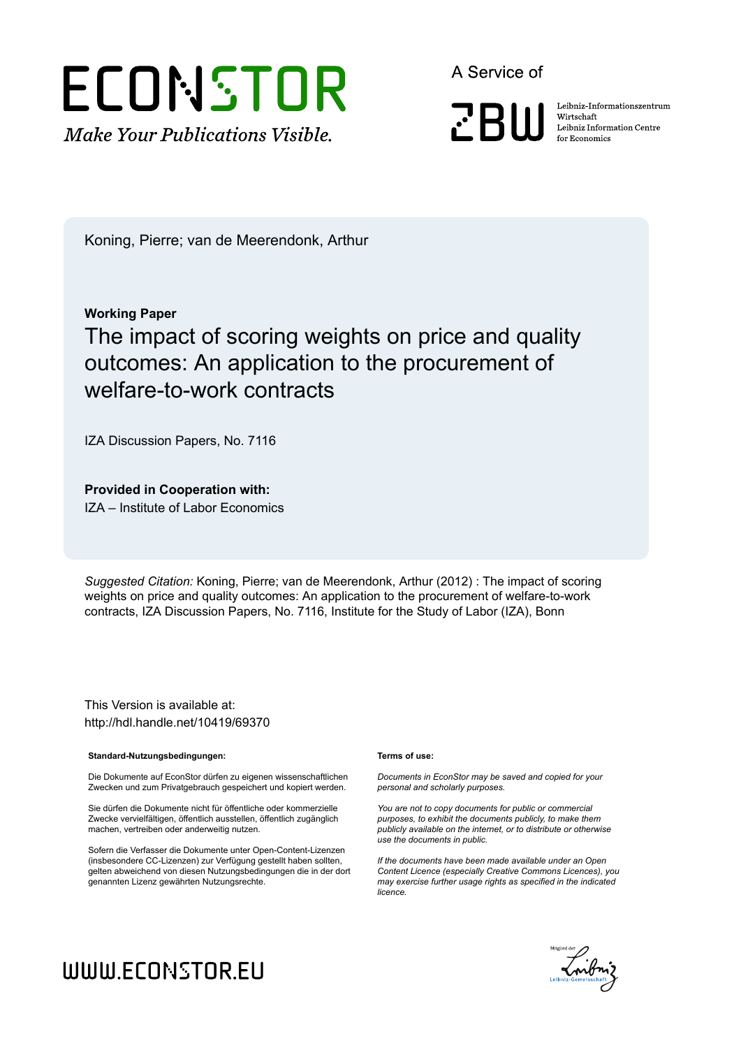Koning, Pierre; van de Meerendonk, Arthur

**Working Paper**

# The impact of scoring weights on price and quality outcomes: An application to the procurement of welfare-to-work contracts

IZA Discussion Papers, No. 7116

**Provided in Cooperation with:**
IZA – Institute of Labor Economics

*Suggested Citation:* Koning, Pierre; van de Meerendonk, Arthur (2012) : The impact of scoring weights on price and quality outcomes: An application to the procurement of welfare-to-work contracts, IZA Discussion Papers, No. 7116, Institute for the Study of Labor (IZA), Bonn

This Version is available at:
http://hdl.handle.net/10419/69370

**Standard-Nutzungsbedingungen:**

Die Dokumente auf EconStor dürfen zu eigenen wissenschaftlichen Zwecken und zum Privatgebrauch gespeichert und kopiert werden.

Sie dürfen die Dokumente nicht für öffentliche oder kommerzielle Zwecke vervielfältigen, öffentlich ausstellen, öffentlich zugänglich machen, vertreiben oder anderweitig nutzen.

Sofern die Verfasser die Dokumente unter Open-Content-Lizenzen (insbesondere CC-Lizenzen) zur Verfügung gestellt haben sollten, gelten abweichend von diesen Nutzungsbedingungen die in der dort genannten Lizenz gewährten Nutzungsrechte.

**Terms of use:**

*Documents in EconStor may be saved and copied for your personal and scholarly purposes.*

*You are not to copy documents for public or commercial purposes, to exhibit the documents publicly, to make them publicly available on the internet, or to distribute or otherwise use the documents in public.*

*If the documents have been made available under an Open Content Licence (especially Creative Commons Licences), you may exercise further usage rights as specified in the indicated licence.*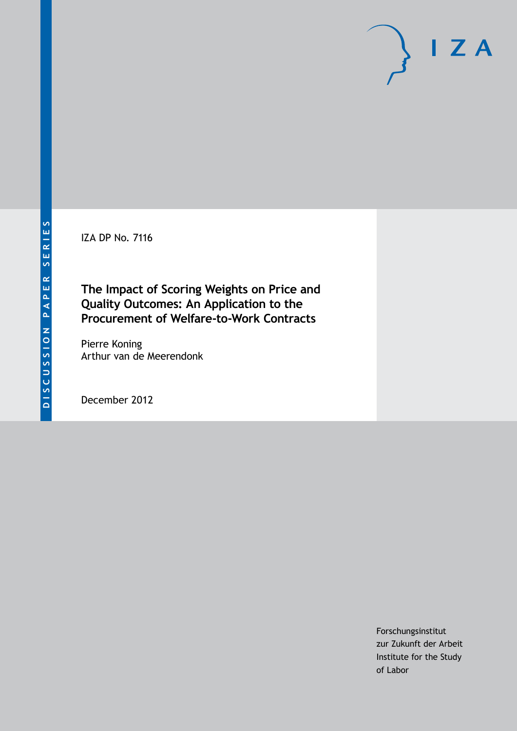IZA DP No. 7116

# The Impact of Scoring Weights on Price and Quality Outcomes: An Application to the Procurement of Welfare-to-Work Contracts

Pierre Koning

Arthur van de Meerendonk

December 2012

Forschungsinstitut
zur Zukunft der Arbeit
Institute for the Study
of Labor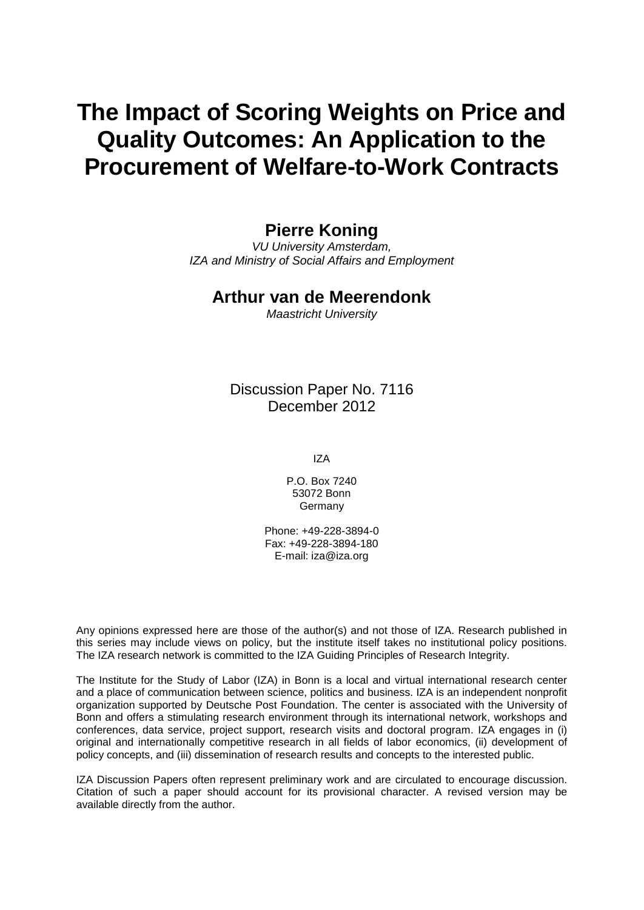# The Impact of Scoring Weights on Price and Quality Outcomes: An Application to the Procurement of Welfare-to-Work Contracts

## Pierre Koning

*VU University Amsterdam, IZA and Ministry of Social Affairs and Employment*

## Arthur van de Meerendonk

*Maastricht University*

Discussion Paper No. 7116
December 2012

IZA

P.O. Box 7240
53072 Bonn
Germany

Phone: +49-228-3894-0
Fax: +49-228-3894-180
E-mail: iza@iza.org

Any opinions expressed here are those of the author(s) and not those of IZA. Research published in this series may include views on policy, but the institute itself takes no institutional policy positions. The IZA research network is committed to the IZA Guiding Principles of Research Integrity.

The Institute for the Study of Labor (IZA) in Bonn is a local and virtual international research center and a place of communication between science, politics and business. IZA is an independent nonprofit organization supported by Deutsche Post Foundation. The center is associated with the University of Bonn and offers a stimulating research environment through its international network, workshops and conferences, data service, project support, research visits and doctoral program. IZA engages in (i) original and internationally competitive research in all fields of labor economics, (ii) development of policy concepts, and (iii) dissemination of research results and concepts to the interested public.

IZA Discussion Papers often represent preliminary work and are circulated to encourage discussion. Citation of such a paper should account for its provisional character. A revised version may be available directly from the author.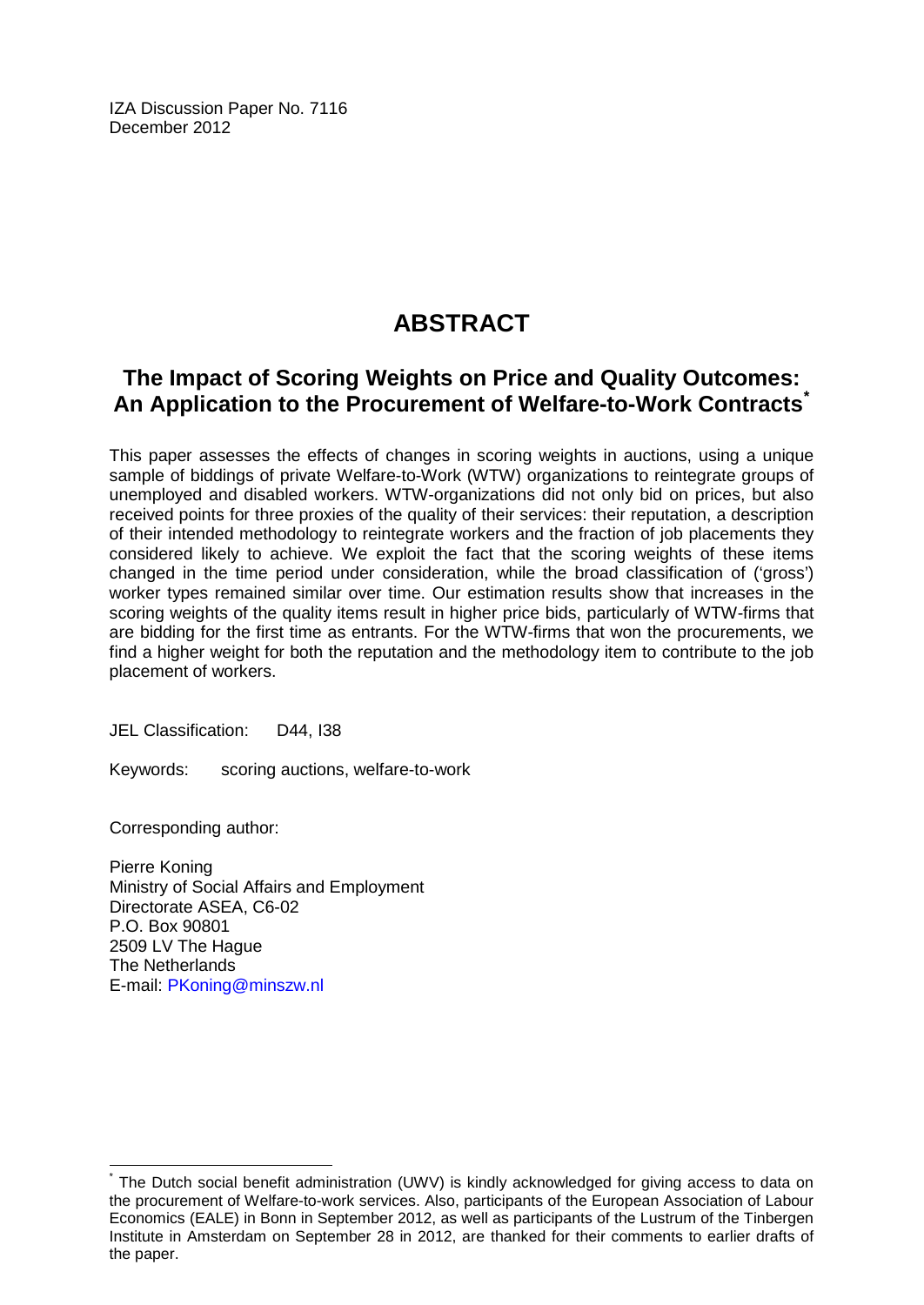IZA Discussion Paper No. 7116
December 2012

# ABSTRACT

## The Impact of Scoring Weights on Price and Quality Outcomes: An Application to the Procurement of Welfare-to-Work Contracts[*]

This paper assesses the effects of changes in scoring weights in auctions, using a unique sample of biddings of private Welfare-to-Work (WTW) organizations to reintegrate groups of unemployed and disabled workers. WTW-organizations did not only bid on prices, but also received points for three proxies of the quality of their services: their reputation, a description of their intended methodology to reintegrate workers and the fraction of job placements they considered likely to achieve. We exploit the fact that the scoring weights of these items changed in the time period under consideration, while the broad classification of ('gross') worker types remained similar over time. Our estimation results show that increases in the scoring weights of the quality items result in higher price bids, particularly of WTW-firms that are bidding for the first time as entrants. For the WTW-firms that won the procurements, we find a higher weight for both the reputation and the methodology item to contribute to the job placement of workers.

JEL Classification: D44, I38

Keywords: scoring auctions, welfare-to-work

Corresponding author:

Pierre Koning
Ministry of Social Affairs and Employment
Directorate ASEA, C6-02
P.O. Box 90801
2509 LV The Hague
The Netherlands
E-mail: PKoning@minszw.nl

---

[*] The Dutch social benefit administration (UWV) is kindly acknowledged for giving access to data on the procurement of Welfare-to-work services. Also, participants of the European Association of Labour Economics (EALE) in Bonn in September 2012, as well as participants of the Lustrum of the Tinbergen Institute in Amsterdam on September 28 in 2012, are thanked for their comments to earlier drafts of the paper.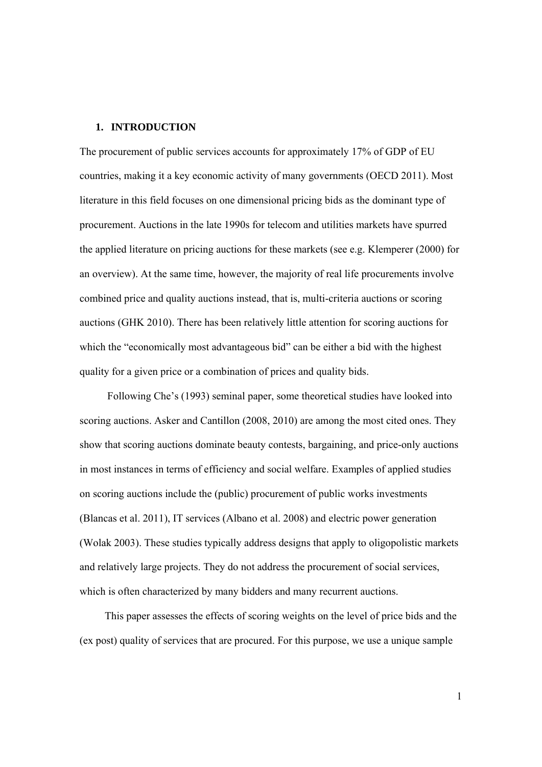## 1. INTRODUCTION

The procurement of public services accounts for approximately 17% of GDP of EU countries, making it a key economic activity of many governments (OECD 2011). Most literature in this field focuses on one dimensional pricing bids as the dominant type of procurement. Auctions in the late 1990s for telecom and utilities markets have spurred the applied literature on pricing auctions for these markets (see e.g. Klemperer (2000) for an overview). At the same time, however, the majority of real life procurements involve combined price and quality auctions instead, that is, multi-criteria auctions or scoring auctions (GHK 2010). There has been relatively little attention for scoring auctions for which the "economically most advantageous bid" can be either a bid with the highest quality for a given price or a combination of prices and quality bids.

Following Che's (1993) seminal paper, some theoretical studies have looked into scoring auctions. Asker and Cantillon (2008, 2010) are among the most cited ones. They show that scoring auctions dominate beauty contests, bargaining, and price-only auctions in most instances in terms of efficiency and social welfare. Examples of applied studies on scoring auctions include the (public) procurement of public works investments (Blancas et al. 2011), IT services (Albano et al. 2008) and electric power generation (Wolak 2003). These studies typically address designs that apply to oligopolistic markets and relatively large projects. They do not address the procurement of social services, which is often characterized by many bidders and many recurrent auctions.

This paper assesses the effects of scoring weights on the level of price bids and the (ex post) quality of services that are procured. For this purpose, we use a unique sample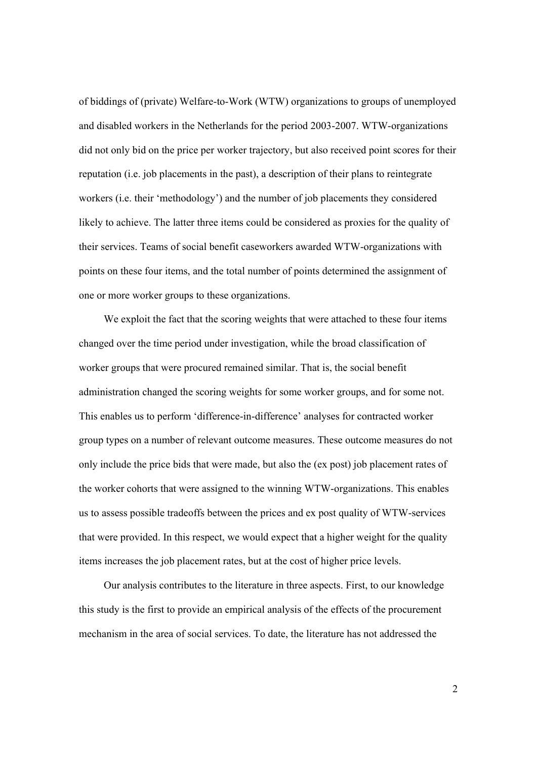of biddings of (private) Welfare-to-Work (WTW) organizations to groups of unemployed and disabled workers in the Netherlands for the period 2003-2007. WTW-organizations did not only bid on the price per worker trajectory, but also received point scores for their reputation (i.e. job placements in the past), a description of their plans to reintegrate workers (i.e. their 'methodology') and the number of job placements they considered likely to achieve. The latter three items could be considered as proxies for the quality of their services. Teams of social benefit caseworkers awarded WTW-organizations with points on these four items, and the total number of points determined the assignment of one or more worker groups to these organizations.

We exploit the fact that the scoring weights that were attached to these four items changed over the time period under investigation, while the broad classification of worker groups that were procured remained similar. That is, the social benefit administration changed the scoring weights for some worker groups, and for some not. This enables us to perform 'difference-in-difference' analyses for contracted worker group types on a number of relevant outcome measures. These outcome measures do not only include the price bids that were made, but also the (ex post) job placement rates of the worker cohorts that were assigned to the winning WTW-organizations. This enables us to assess possible tradeoffs between the prices and ex post quality of WTW-services that were provided. In this respect, we would expect that a higher weight for the quality items increases the job placement rates, but at the cost of higher price levels.

Our analysis contributes to the literature in three aspects. First, to our knowledge this study is the first to provide an empirical analysis of the effects of the procurement mechanism in the area of social services. To date, the literature has not addressed the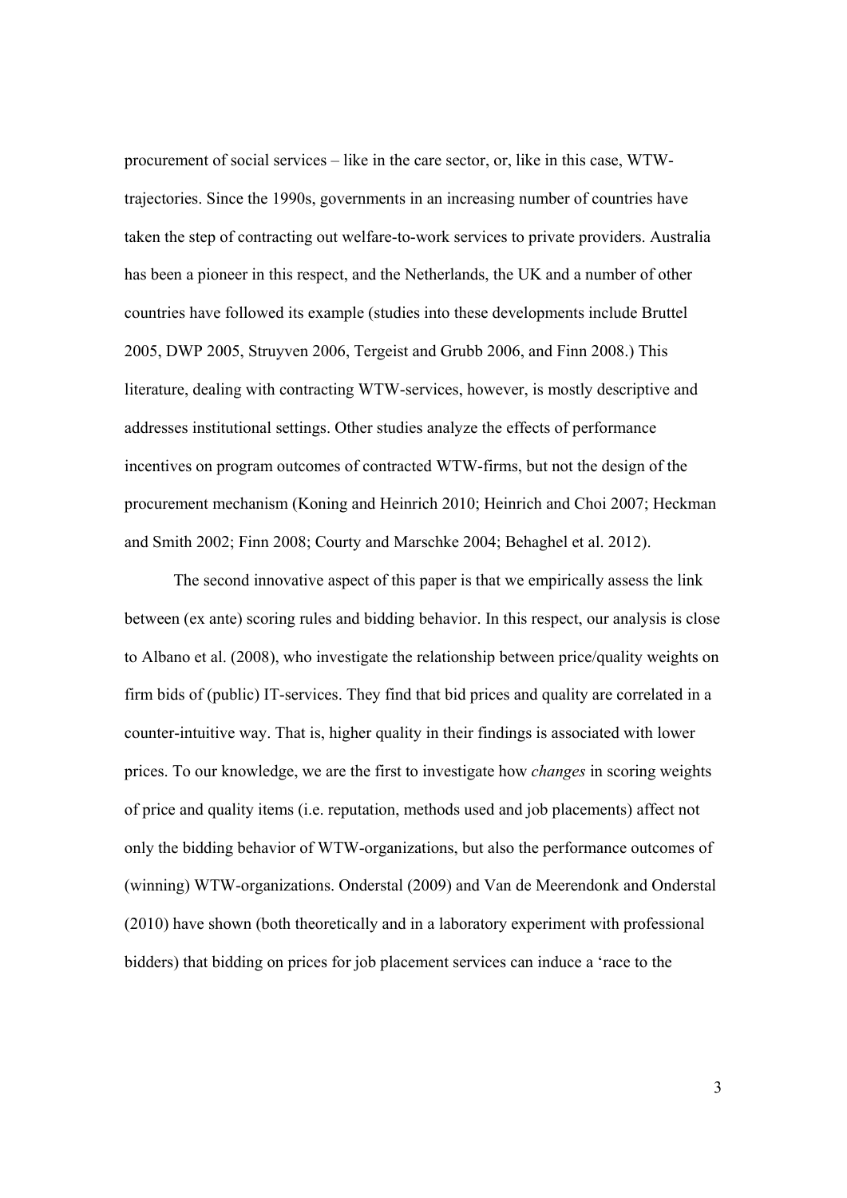procurement of social services – like in the care sector, or, like in this case, WTW-trajectories. Since the 1990s, governments in an increasing number of countries have taken the step of contracting out welfare-to-work services to private providers. Australia has been a pioneer in this respect, and the Netherlands, the UK and a number of other countries have followed its example (studies into these developments include Bruttel 2005, DWP 2005, Struyven 2006, Tergeist and Grubb 2006, and Finn 2008.) This literature, dealing with contracting WTW-services, however, is mostly descriptive and addresses institutional settings. Other studies analyze the effects of performance incentives on program outcomes of contracted WTW-firms, but not the design of the procurement mechanism (Koning and Heinrich 2010; Heinrich and Choi 2007; Heckman and Smith 2002; Finn 2008; Courty and Marschke 2004; Behaghel et al. 2012).

The second innovative aspect of this paper is that we empirically assess the link between (ex ante) scoring rules and bidding behavior. In this respect, our analysis is close to Albano et al. (2008), who investigate the relationship between price/quality weights on firm bids of (public) IT-services. They find that bid prices and quality are correlated in a counter-intuitive way. That is, higher quality in their findings is associated with lower prices. To our knowledge, we are the first to investigate how *changes* in scoring weights of price and quality items (i.e. reputation, methods used and job placements) affect not only the bidding behavior of WTW-organizations, but also the performance outcomes of (winning) WTW-organizations. Onderstal (2009) and Van de Meerendonk and Onderstal (2010) have shown (both theoretically and in a laboratory experiment with professional bidders) that bidding on prices for job placement services can induce a 'race to the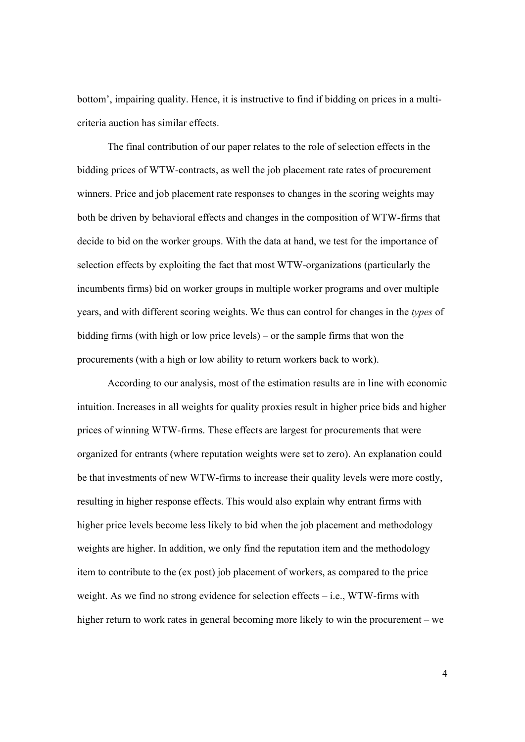bottom', impairing quality. Hence, it is instructive to find if bidding on prices in a multi-criteria auction has similar effects.

The final contribution of our paper relates to the role of selection effects in the bidding prices of WTW-contracts, as well the job placement rate rates of procurement winners. Price and job placement rate responses to changes in the scoring weights may both be driven by behavioral effects and changes in the composition of WTW-firms that decide to bid on the worker groups. With the data at hand, we test for the importance of selection effects by exploiting the fact that most WTW-organizations (particularly the incumbents firms) bid on worker groups in multiple worker programs and over multiple years, and with different scoring weights. We thus can control for changes in the *types* of bidding firms (with high or low price levels) – or the sample firms that won the procurements (with a high or low ability to return workers back to work).

According to our analysis, most of the estimation results are in line with economic intuition. Increases in all weights for quality proxies result in higher price bids and higher prices of winning WTW-firms. These effects are largest for procurements that were organized for entrants (where reputation weights were set to zero). An explanation could be that investments of new WTW-firms to increase their quality levels were more costly, resulting in higher response effects. This would also explain why entrant firms with higher price levels become less likely to bid when the job placement and methodology weights are higher. In addition, we only find the reputation item and the methodology item to contribute to the (ex post) job placement of workers, as compared to the price weight. As we find no strong evidence for selection effects – i.e., WTW-firms with higher return to work rates in general becoming more likely to win the procurement – we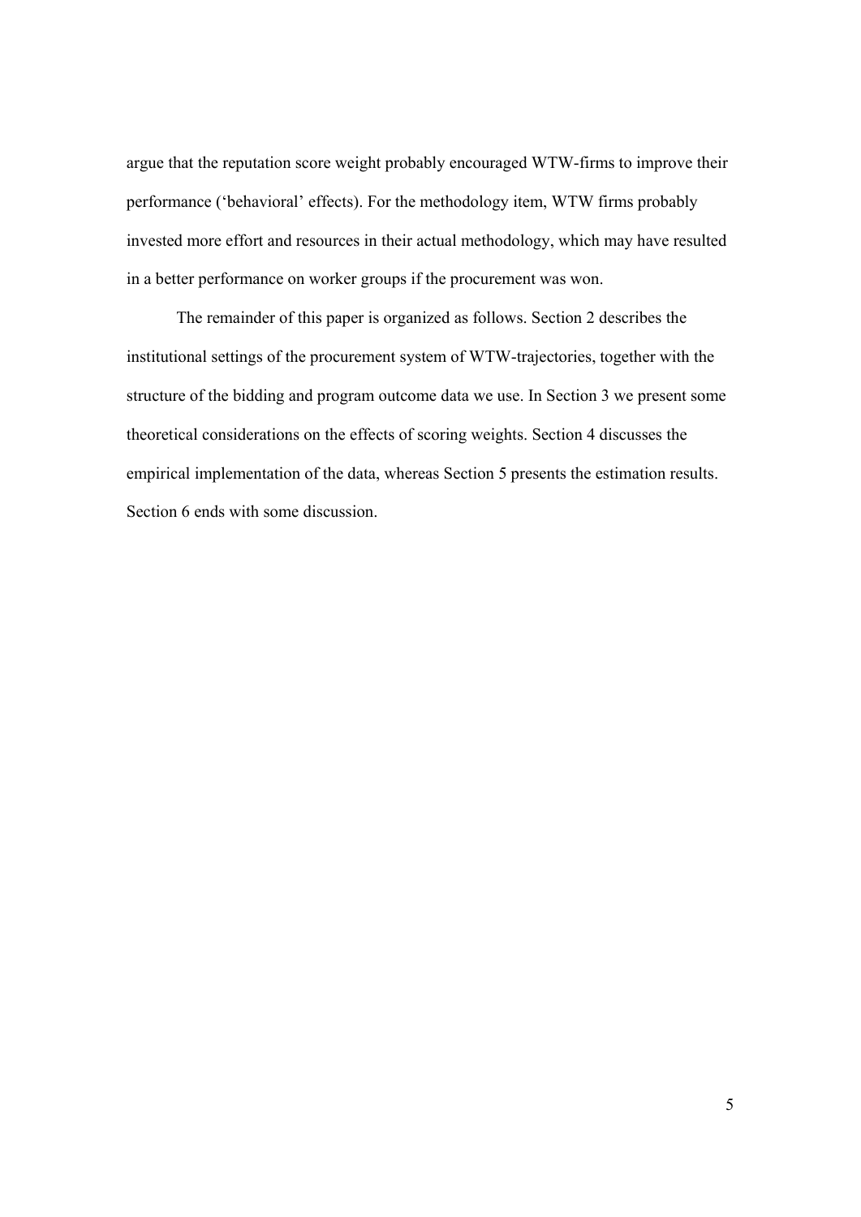argue that the reputation score weight probably encouraged WTW-firms to improve their performance ('behavioral' effects). For the methodology item, WTW firms probably invested more effort and resources in their actual methodology, which may have resulted in a better performance on worker groups if the procurement was won.

The remainder of this paper is organized as follows. Section 2 describes the institutional settings of the procurement system of WTW-trajectories, together with the structure of the bidding and program outcome data we use. In Section 3 we present some theoretical considerations on the effects of scoring weights. Section 4 discusses the empirical implementation of the data, whereas Section 5 presents the estimation results. Section 6 ends with some discussion.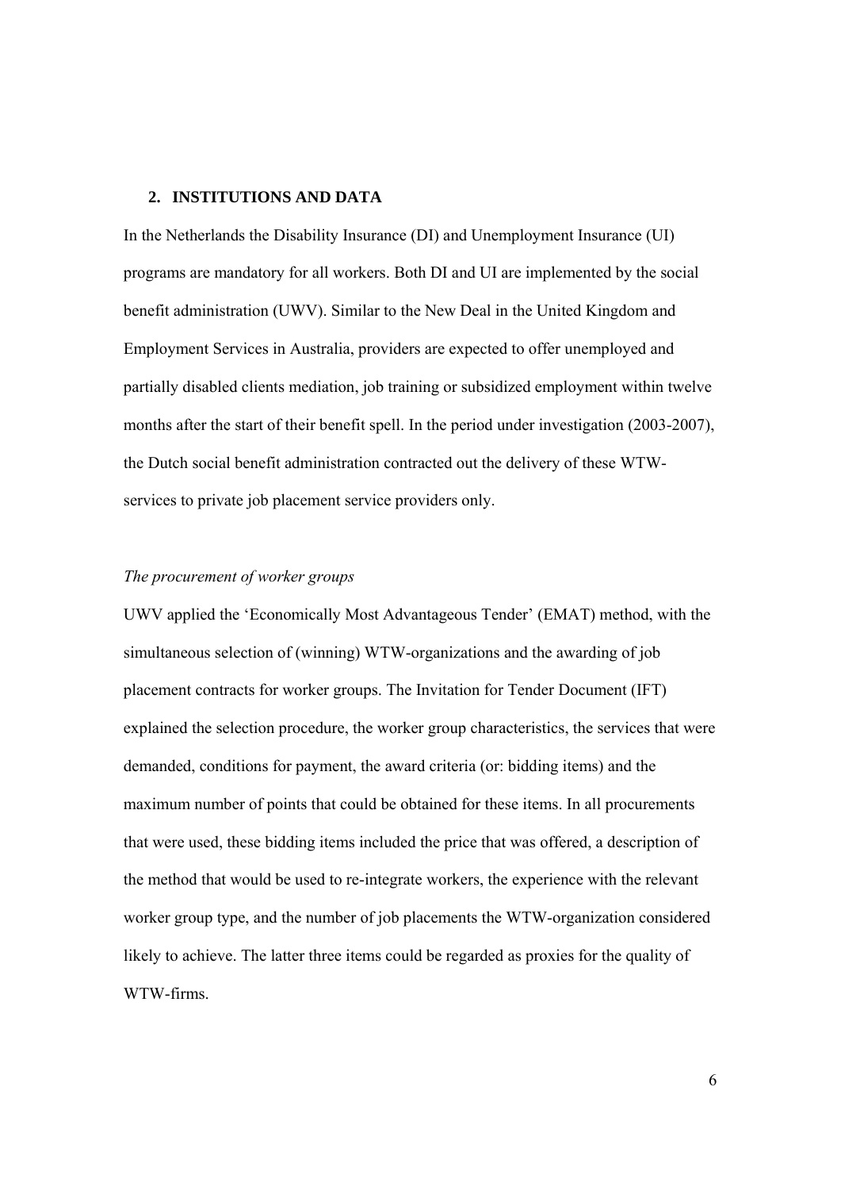## 2. INSTITUTIONS AND DATA

In the Netherlands the Disability Insurance (DI) and Unemployment Insurance (UI) programs are mandatory for all workers. Both DI and UI are implemented by the social benefit administration (UWV). Similar to the New Deal in the United Kingdom and Employment Services in Australia, providers are expected to offer unemployed and partially disabled clients mediation, job training or subsidized employment within twelve months after the start of their benefit spell. In the period under investigation (2003-2007), the Dutch social benefit administration contracted out the delivery of these WTW-services to private job placement service providers only.

*The procurement of worker groups*

UWV applied the 'Economically Most Advantageous Tender' (EMAT) method, with the simultaneous selection of (winning) WTW-organizations and the awarding of job placement contracts for worker groups. The Invitation for Tender Document (IFT) explained the selection procedure, the worker group characteristics, the services that were demanded, conditions for payment, the award criteria (or: bidding items) and the maximum number of points that could be obtained for these items. In all procurements that were used, these bidding items included the price that was offered, a description of the method that would be used to re-integrate workers, the experience with the relevant worker group type, and the number of job placements the WTW-organization considered likely to achieve. The latter three items could be regarded as proxies for the quality of WTW-firms.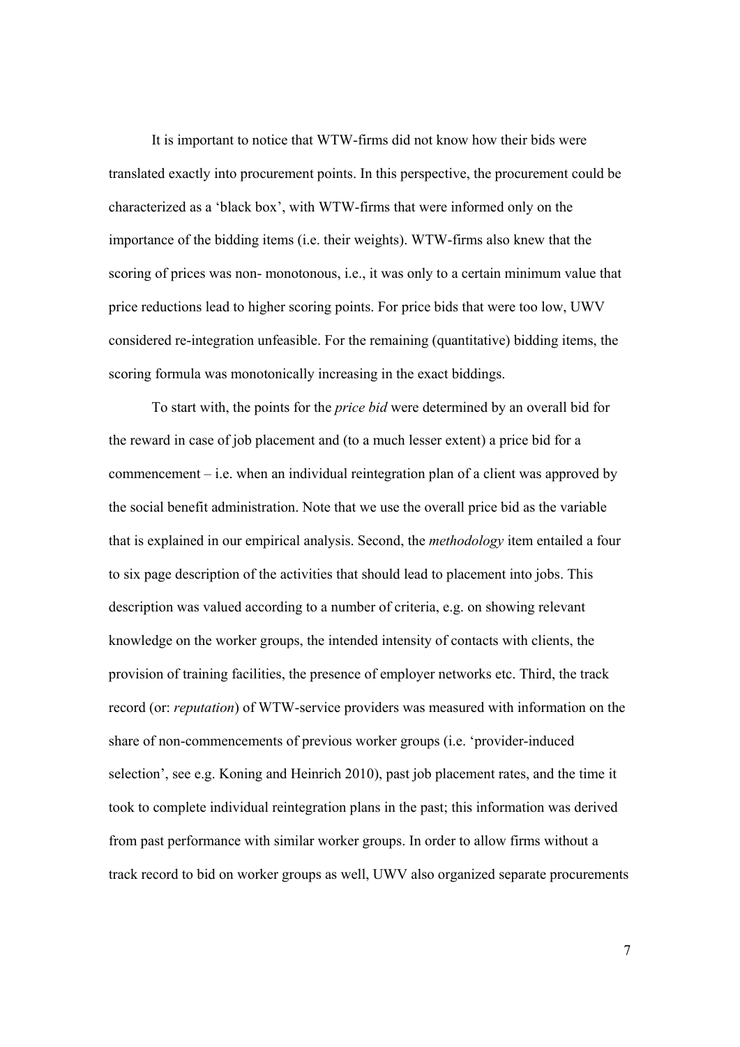It is important to notice that WTW-firms did not know how their bids were translated exactly into procurement points. In this perspective, the procurement could be characterized as a 'black box', with WTW-firms that were informed only on the importance of the bidding items (i.e. their weights). WTW-firms also knew that the scoring of prices was non- monotonous, i.e., it was only to a certain minimum value that price reductions lead to higher scoring points. For price bids that were too low, UWV considered re-integration unfeasible. For the remaining (quantitative) bidding items, the scoring formula was monotonically increasing in the exact biddings.

To start with, the points for the *price bid* were determined by an overall bid for the reward in case of job placement and (to a much lesser extent) a price bid for a commencement – i.e. when an individual reintegration plan of a client was approved by the social benefit administration. Note that we use the overall price bid as the variable that is explained in our empirical analysis. Second, the *methodology* item entailed a four to six page description of the activities that should lead to placement into jobs. This description was valued according to a number of criteria, e.g. on showing relevant knowledge on the worker groups, the intended intensity of contacts with clients, the provision of training facilities, the presence of employer networks etc. Third, the track record (or: *reputation*) of WTW-service providers was measured with information on the share of non-commencements of previous worker groups (i.e. 'provider-induced selection', see e.g. Koning and Heinrich 2010), past job placement rates, and the time it took to complete individual reintegration plans in the past; this information was derived from past performance with similar worker groups. In order to allow firms without a track record to bid on worker groups as well, UWV also organized separate procurements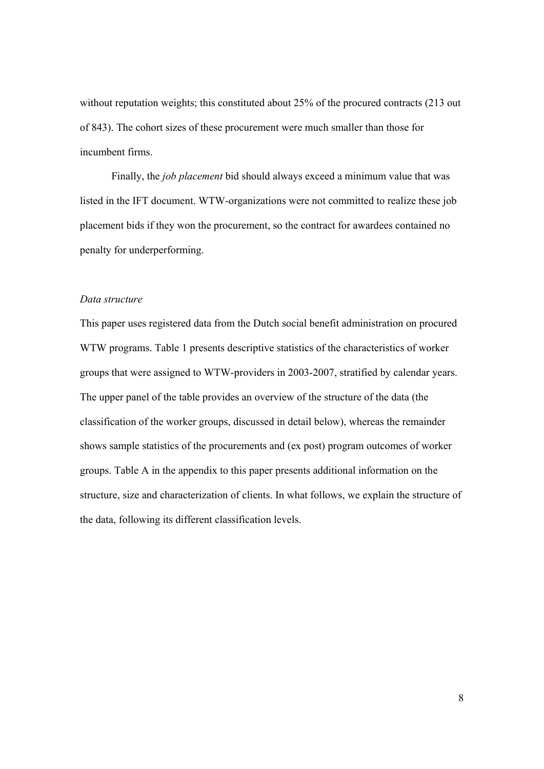without reputation weights; this constituted about 25% of the procured contracts (213 out of 843). The cohort sizes of these procurement were much smaller than those for incumbent firms.

Finally, the *job placement* bid should always exceed a minimum value that was listed in the IFT document. WTW-organizations were not committed to realize these job placement bids if they won the procurement, so the contract for awardees contained no penalty for underperforming.

*Data structure*

This paper uses registered data from the Dutch social benefit administration on procured WTW programs. Table 1 presents descriptive statistics of the characteristics of worker groups that were assigned to WTW-providers in 2003-2007, stratified by calendar years. The upper panel of the table provides an overview of the structure of the data (the classification of the worker groups, discussed in detail below), whereas the remainder shows sample statistics of the procurements and (ex post) program outcomes of worker groups. Table A in the appendix to this paper presents additional information on the structure, size and characterization of clients. In what follows, we explain the structure of the data, following its different classification levels.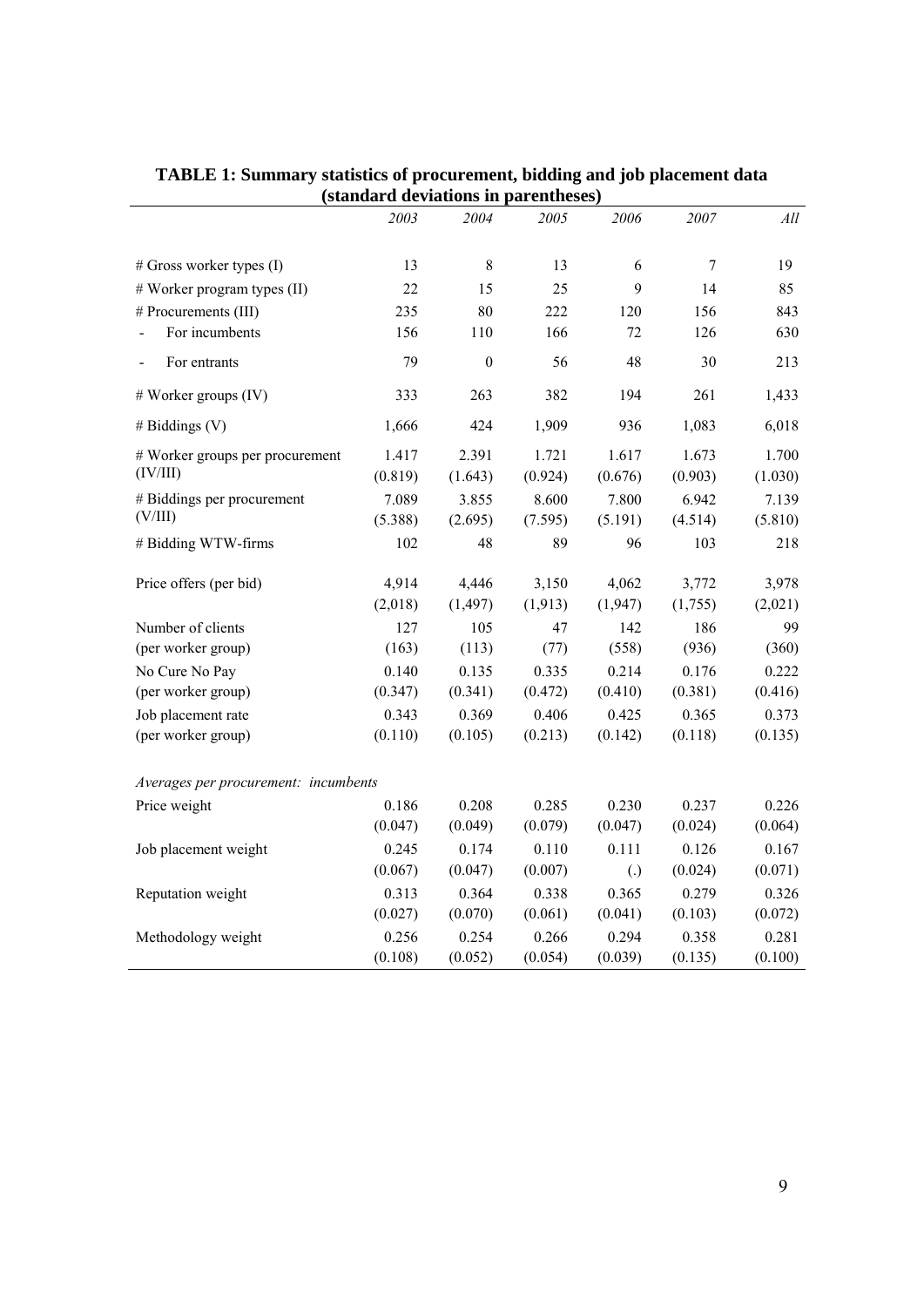**TABLE 1: Summary statistics of procurement, bidding and job placement data (standard deviations in parentheses)**

| | *2003* | *2004* | *2005* | *2006* | *2007* | *All* |
|---|---|---|---|---|---|---|
| # Gross worker types (I) | 13 | 8 | 13 | 6 | 7 | 19 |
| # Worker program types (II) | 22 | 15 | 25 | 9 | 14 | 85 |
| # Procurements (III) | 235 | 80 | 222 | 120 | 156 | 843 |
| - For incumbents | 156 | 110 | 166 | 72 | 126 | 630 |
| - For entrants | 79 | 0 | 56 | 48 | 30 | 213 |
| # Worker groups (IV) | 333 | 263 | 382 | 194 | 261 | 1,433 |
| # Biddings (V) | 1,666 | 424 | 1,909 | 936 | 1,083 | 6,018 |
| # Worker groups per procurement | 1.417 | 2.391 | 1.721 | 1.617 | 1.673 | 1.700 |
| (IV/III) | (0.819) | (1.643) | (0.924) | (0.676) | (0.903) | (1.030) |
| # Biddings per procurement | 7.089 | 3.855 | 8.600 | 7.800 | 6.942 | 7.139 |
| (V/III) | (5.388) | (2.695) | (7.595) | (5.191) | (4.514) | (5.810) |
| # Bidding WTW-firms | 102 | 48 | 89 | 96 | 103 | 218 |
| Price offers (per bid) | 4,914 | 4,446 | 3,150 | 4,062 | 3,772 | 3,978 |
| | (2,018) | (1,497) | (1,913) | (1,947) | (1,755) | (2,021) |
| Number of clients | 127 | 105 | 47 | 142 | 186 | 99 |
| (per worker group) | (163) | (113) | (77) | (558) | (936) | (360) |
| No Cure No Pay | 0.140 | 0.135 | 0.335 | 0.214 | 0.176 | 0.222 |
| (per worker group) | (0.347) | (0.341) | (0.472) | (0.410) | (0.381) | (0.416) |
| Job placement rate | 0.343 | 0.369 | 0.406 | 0.425 | 0.365 | 0.373 |
| (per worker group) | (0.110) | (0.105) | (0.213) | (0.142) | (0.118) | (0.135) |
| *Averages per procurement: incumbents* | | | | | | |
| Price weight | 0.186 | 0.208 | 0.285 | 0.230 | 0.237 | 0.226 |
| | (0.047) | (0.049) | (0.079) | (0.047) | (0.024) | (0.064) |
| Job placement weight | 0.245 | 0.174 | 0.110 | 0.111 | 0.126 | 0.167 |
| | (0.067) | (0.047) | (0.007) | (.) | (0.024) | (0.071) |
| Reputation weight | 0.313 | 0.364 | 0.338 | 0.365 | 0.279 | 0.326 |
| | (0.027) | (0.070) | (0.061) | (0.041) | (0.103) | (0.072) |
| Methodology weight | 0.256 | 0.254 | 0.266 | 0.294 | 0.358 | 0.281 |
| | (0.108) | (0.052) | (0.054) | (0.039) | (0.135) | (0.100) |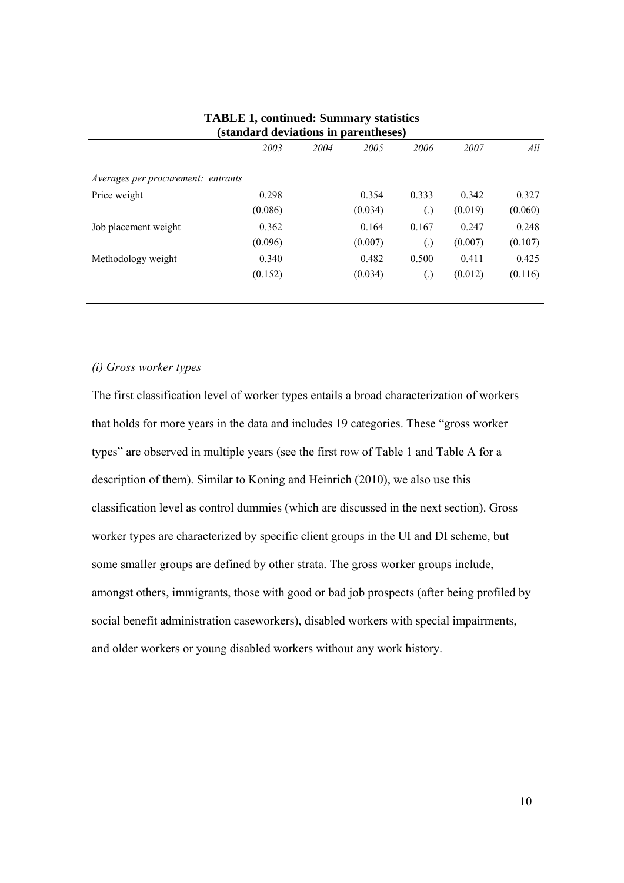**TABLE 1, continued: Summary statistics (standard deviations in parentheses)**

| | *2003* | *2004* | *2005* | *2006* | *2007* | *All* |
|---|---|---|---|---|---|---|
| *Averages per procurement: entrants* | | | | | | |
| Price weight | 0.298 | | 0.354 | 0.333 | 0.342 | 0.327 |
| | (0.086) | | (0.034) | (.) | (0.019) | (0.060) |
| Job placement weight | 0.362 | | 0.164 | 0.167 | 0.247 | 0.248 |
| | (0.096) | | (0.007) | (.) | (0.007) | (0.107) |
| Methodology weight | 0.340 | | 0.482 | 0.500 | 0.411 | 0.425 |
| | (0.152) | | (0.034) | (.) | (0.012) | (0.116) |

*(i) Gross worker types*

The first classification level of worker types entails a broad characterization of workers that holds for more years in the data and includes 19 categories. These "gross worker types" are observed in multiple years (see the first row of Table 1 and Table A for a description of them). Similar to Koning and Heinrich (2010), we also use this classification level as control dummies (which are discussed in the next section). Gross worker types are characterized by specific client groups in the UI and DI scheme, but some smaller groups are defined by other strata. The gross worker groups include, amongst others, immigrants, those with good or bad job prospects (after being profiled by social benefit administration caseworkers), disabled workers with special impairments, and older workers or young disabled workers without any work history.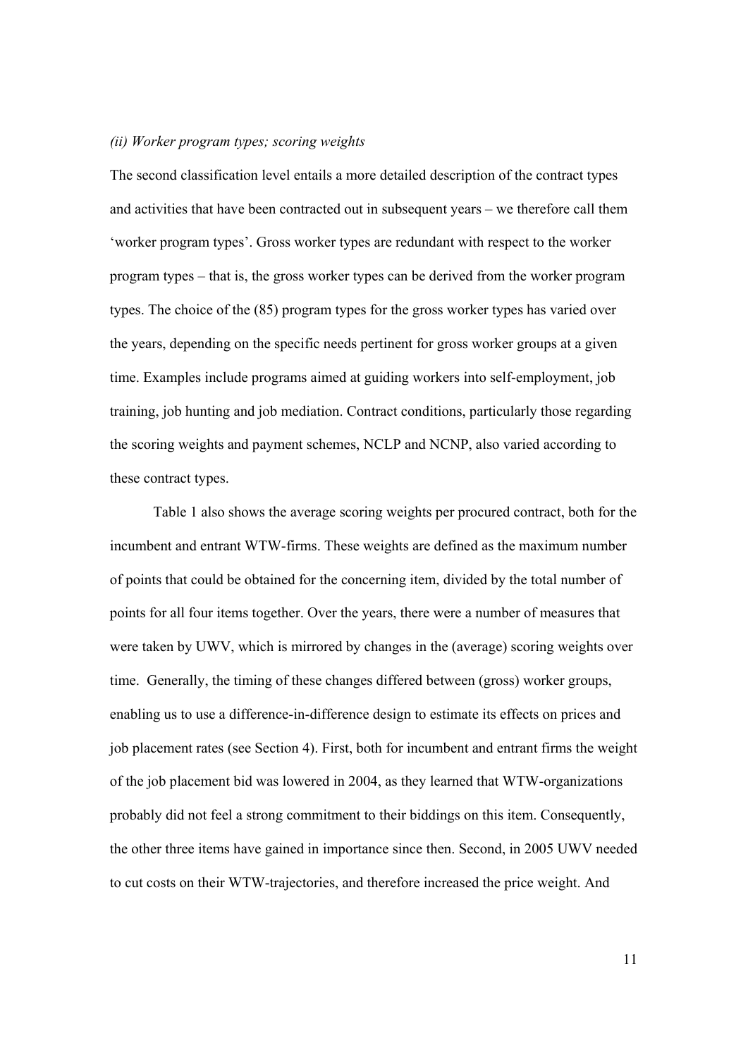*(ii) Worker program types; scoring weights*

The second classification level entails a more detailed description of the contract types and activities that have been contracted out in subsequent years – we therefore call them 'worker program types'. Gross worker types are redundant with respect to the worker program types – that is, the gross worker types can be derived from the worker program types. The choice of the (85) program types for the gross worker types has varied over the years, depending on the specific needs pertinent for gross worker groups at a given time. Examples include programs aimed at guiding workers into self-employment, job training, job hunting and job mediation. Contract conditions, particularly those regarding the scoring weights and payment schemes, NCLP and NCNP, also varied according to these contract types.

Table 1 also shows the average scoring weights per procured contract, both for the incumbent and entrant WTW-firms. These weights are defined as the maximum number of points that could be obtained for the concerning item, divided by the total number of points for all four items together. Over the years, there were a number of measures that were taken by UWV, which is mirrored by changes in the (average) scoring weights over time. Generally, the timing of these changes differed between (gross) worker groups, enabling us to use a difference-in-difference design to estimate its effects on prices and job placement rates (see Section 4). First, both for incumbent and entrant firms the weight of the job placement bid was lowered in 2004, as they learned that WTW-organizations probably did not feel a strong commitment to their biddings on this item. Consequently, the other three items have gained in importance since then. Second, in 2005 UWV needed to cut costs on their WTW-trajectories, and therefore increased the price weight. And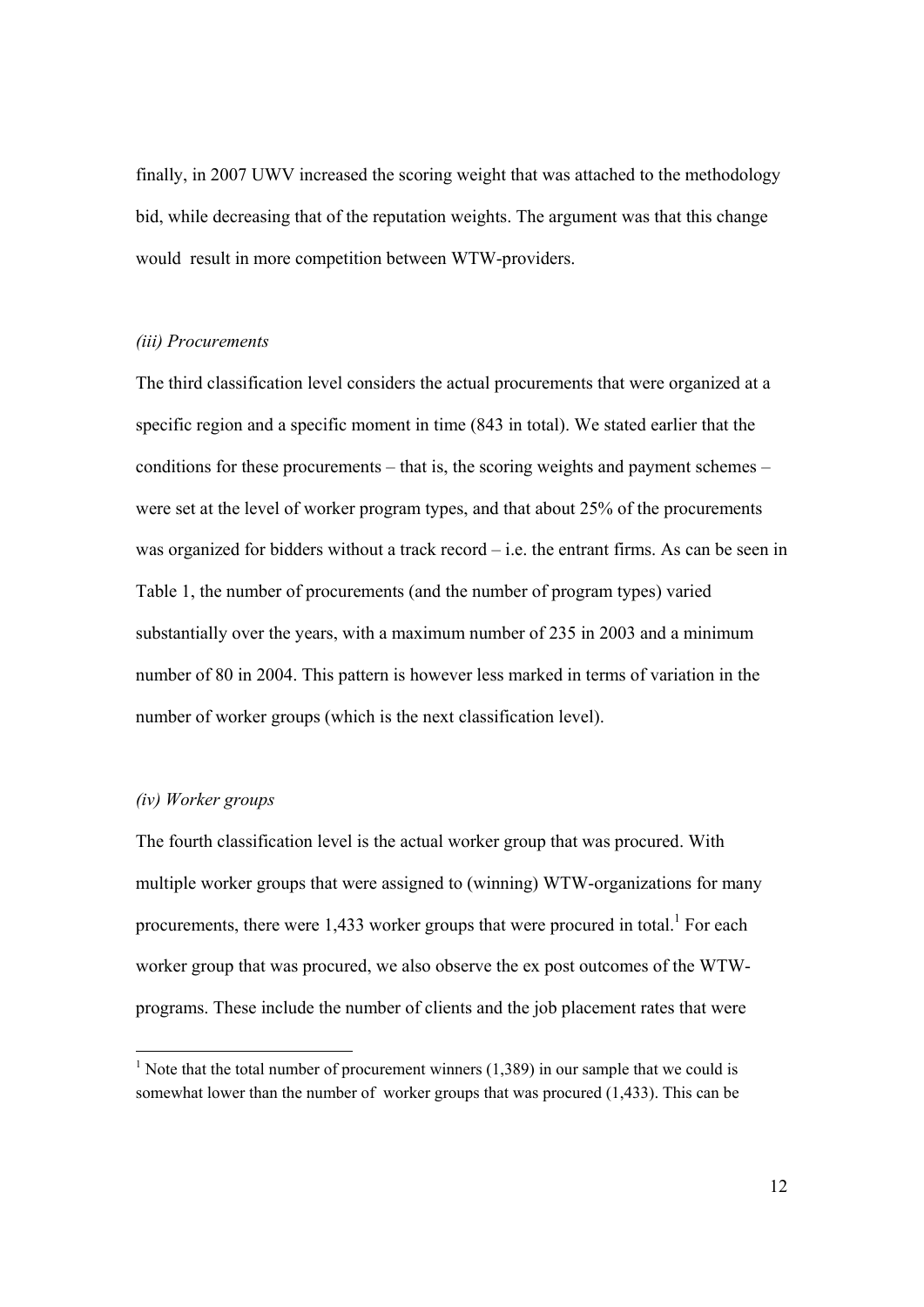finally, in 2007 UWV increased the scoring weight that was attached to the methodology bid, while decreasing that of the reputation weights. The argument was that this change would result in more competition between WTW-providers.

*(iii) Procurements*

The third classification level considers the actual procurements that were organized at a specific region and a specific moment in time (843 in total). We stated earlier that the conditions for these procurements – that is, the scoring weights and payment schemes – were set at the level of worker program types, and that about 25% of the procurements was organized for bidders without a track record – i.e. the entrant firms. As can be seen in Table 1, the number of procurements (and the number of program types) varied substantially over the years, with a maximum number of 235 in 2003 and a minimum number of 80 in 2004. This pattern is however less marked in terms of variation in the number of worker groups (which is the next classification level).

*(iv) Worker groups*

The fourth classification level is the actual worker group that was procured. With multiple worker groups that were assigned to (winning) WTW-organizations for many procurements, there were 1,433 worker groups that were procured in total.[1] For each worker group that was procured, we also observe the ex post outcomes of the WTW-programs. These include the number of clients and the job placement rates that were

[1] Note that the total number of procurement winners (1,389) in our sample that we could is somewhat lower than the number of worker groups that was procured (1,433). This can be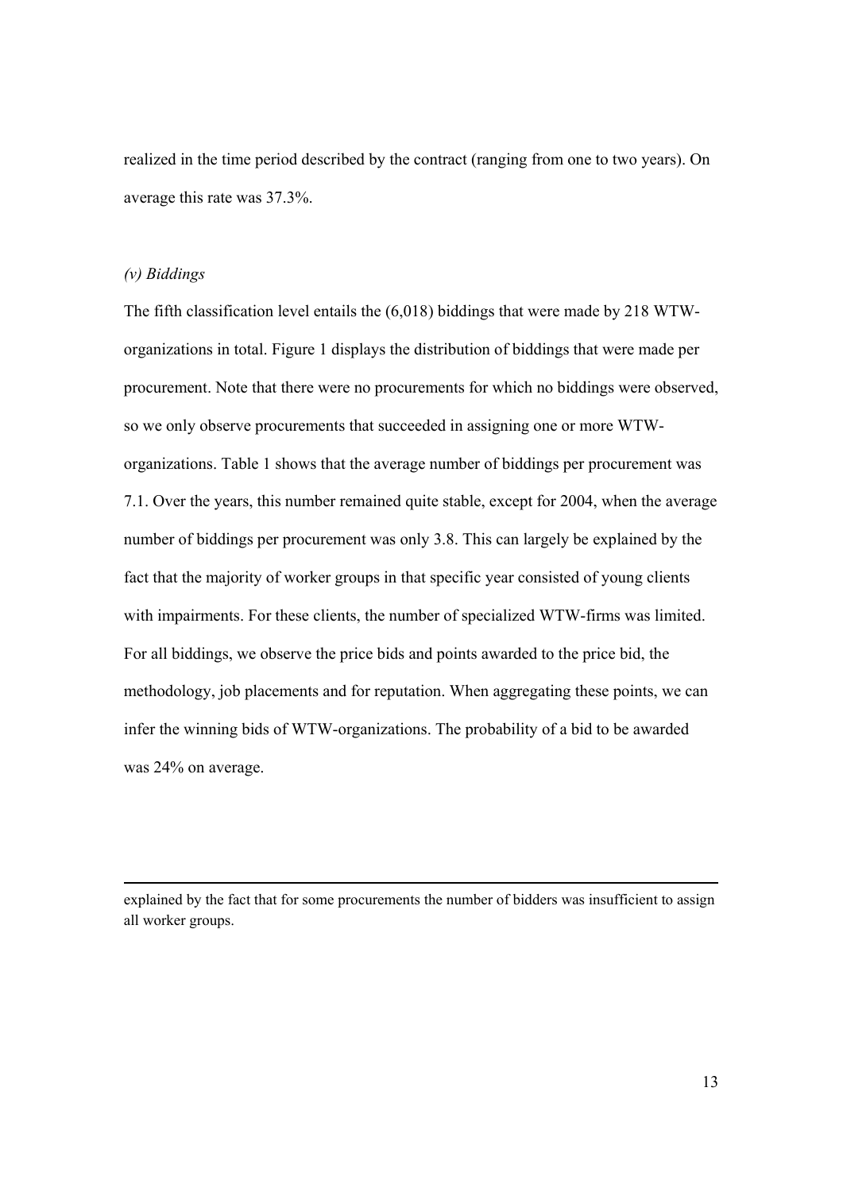realized in the time period described by the contract (ranging from one to two years). On average this rate was 37.3%.

*(v) Biddings*

The fifth classification level entails the (6,018) biddings that were made by 218 WTW-organizations in total. Figure 1 displays the distribution of biddings that were made per procurement. Note that there were no procurements for which no biddings were observed, so we only observe procurements that succeeded in assigning one or more WTW-organizations. Table 1 shows that the average number of biddings per procurement was 7.1. Over the years, this number remained quite stable, except for 2004, when the average number of biddings per procurement was only 3.8. This can largely be explained by the fact that the majority of worker groups in that specific year consisted of young clients with impairments. For these clients, the number of specialized WTW-firms was limited. For all biddings, we observe the price bids and points awarded to the price bid, the methodology, job placements and for reputation. When aggregating these points, we can infer the winning bids of WTW-organizations. The probability of a bid to be awarded was 24% on average.

---

explained by the fact that for some procurements the number of bidders was insufficient to assign all worker groups.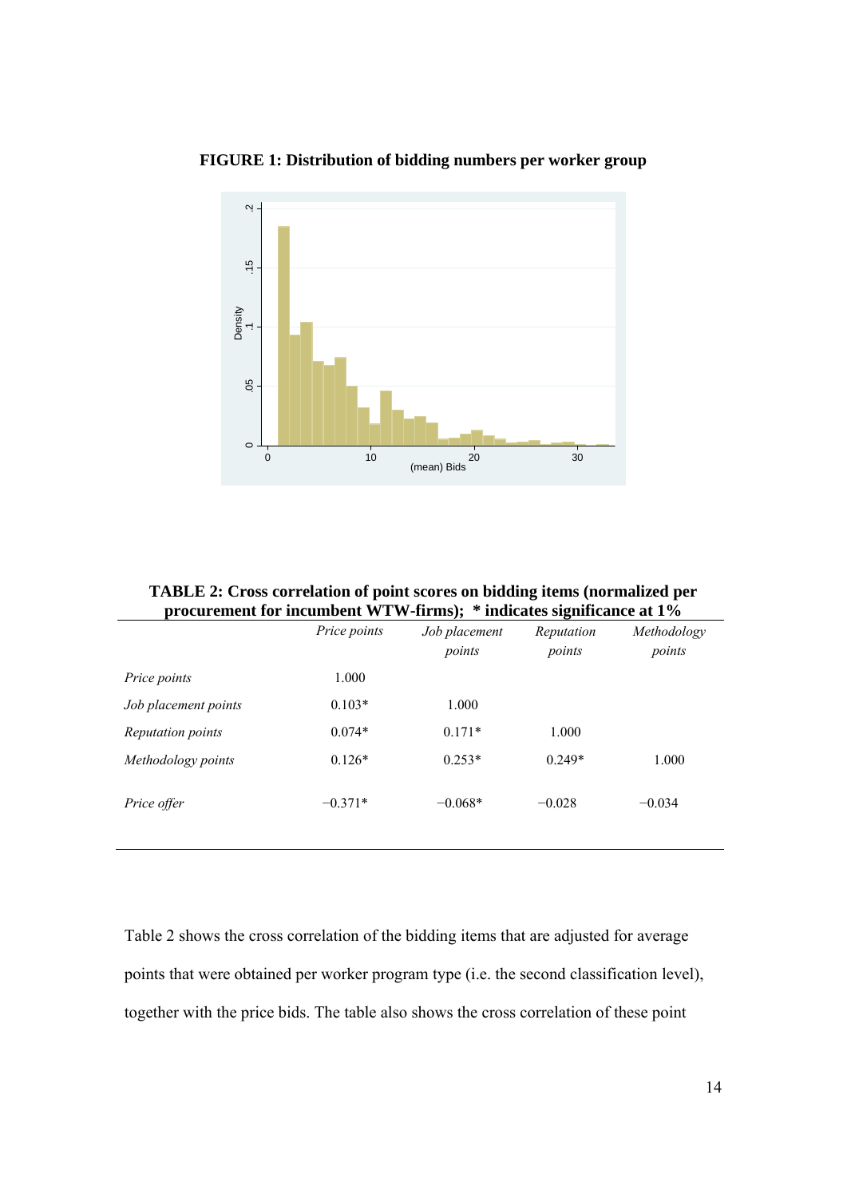**FIGURE 1: Distribution of bidding numbers per worker group**

**TABLE 2: Cross correlation of point scores on bidding items (normalized per procurement for incumbent WTW-firms); * indicates significance at 1%**

| | *Price points* | *Job placement points* | *Reputation points* | *Methodology points* |
|---|---|---|---|---|
| *Price points* | 1.000 | | | |
| *Job placement points* | 0.103* | 1.000 | | |
| *Reputation points* | 0.074* | 0.171* | 1.000 | |
| *Methodology points* | 0.126* | 0.253* | 0.249* | 1.000 |
| *Price offer* | −0.371* | −0.068* | −0.028 | −0.034 |

Table 2 shows the cross correlation of the bidding items that are adjusted for average points that were obtained per worker program type (i.e. the second classification level), together with the price bids. The table also shows the cross correlation of these point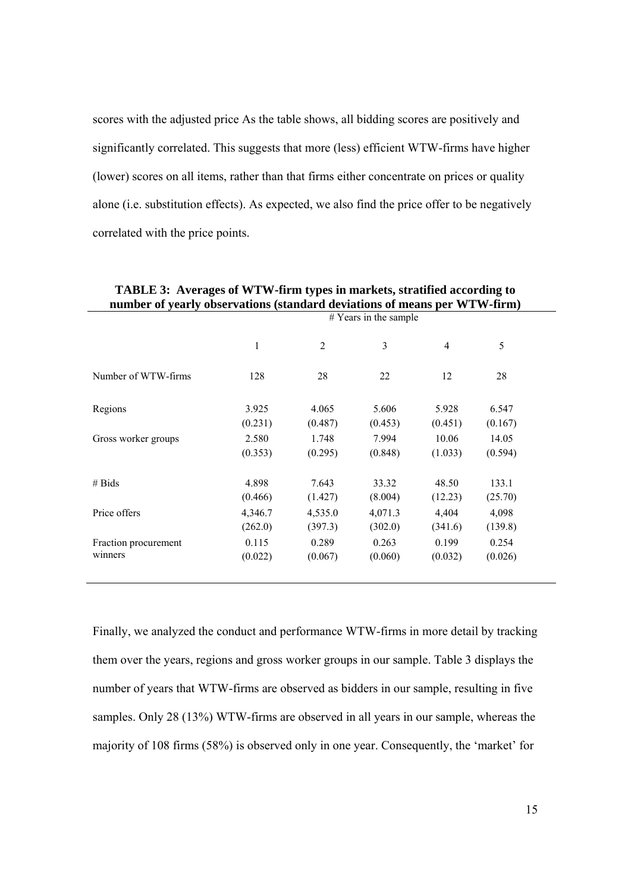scores with the adjusted price As the table shows, all bidding scores are positively and significantly correlated. This suggests that more (less) efficient WTW-firms have higher (lower) scores on all items, rather than that firms either concentrate on prices or quality alone (i.e. substitution effects). As expected, we also find the price offer to be negatively correlated with the price points.

**TABLE 3: Averages of WTW-firm types in markets, stratified according to number of yearly observations (standard deviations of means per WTW-firm)**

| | # Years in the sample | | | | |
|---|---|---|---|---|---|
| | 1 | 2 | 3 | 4 | 5 |
| Number of WTW-firms | 128 | 28 | 22 | 12 | 28 |
| Regions | 3.925 | 4.065 | 5.606 | 5.928 | 6.547 |
| | (0.231) | (0.487) | (0.453) | (0.451) | (0.167) |
| Gross worker groups | 2.580 | 1.748 | 7.994 | 10.06 | 14.05 |
| | (0.353) | (0.295) | (0.848) | (1.033) | (0.594) |
| # Bids | 4.898 | 7.643 | 33.32 | 48.50 | 133.1 |
| | (0.466) | (1.427) | (8.004) | (12.23) | (25.70) |
| Price offers | 4,346.7 | 4,535.0 | 4,071.3 | 4,404 | 4,098 |
| | (262.0) | (397.3) | (302.0) | (341.6) | (139.8) |
| Fraction procurement winners | 0.115 | 0.289 | 0.263 | 0.199 | 0.254 |
| | (0.022) | (0.067) | (0.060) | (0.032) | (0.026) |

Finally, we analyzed the conduct and performance WTW-firms in more detail by tracking them over the years, regions and gross worker groups in our sample. Table 3 displays the number of years that WTW-firms are observed as bidders in our sample, resulting in five samples. Only 28 (13%) WTW-firms are observed in all years in our sample, whereas the majority of 108 firms (58%) is observed only in one year. Consequently, the 'market' for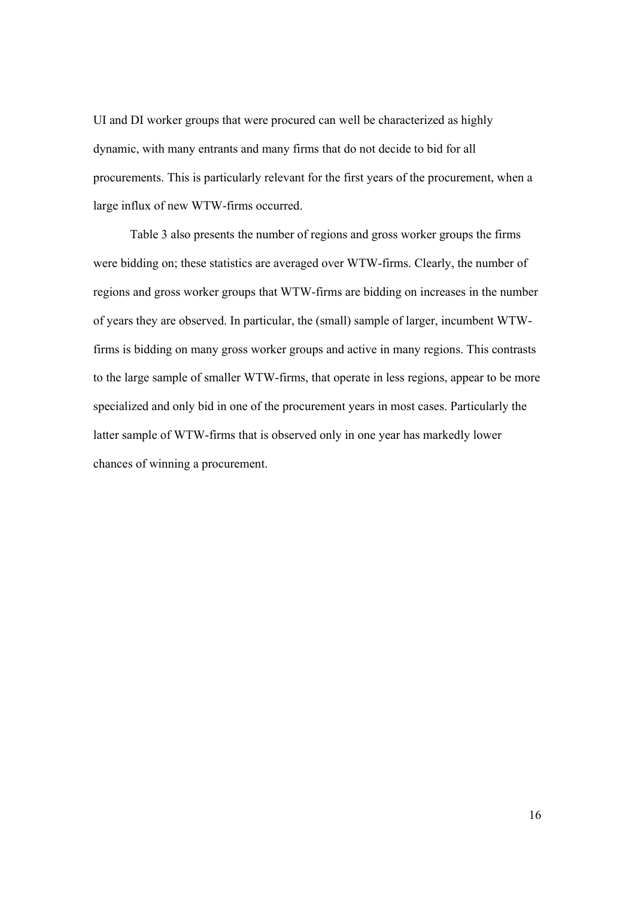UI and DI worker groups that were procured can well be characterized as highly dynamic, with many entrants and many firms that do not decide to bid for all procurements. This is particularly relevant for the first years of the procurement, when a large influx of new WTW-firms occurred.

Table 3 also presents the number of regions and gross worker groups the firms were bidding on; these statistics are averaged over WTW-firms. Clearly, the number of regions and gross worker groups that WTW-firms are bidding on increases in the number of years they are observed. In particular, the (small) sample of larger, incumbent WTW-firms is bidding on many gross worker groups and active in many regions. This contrasts to the large sample of smaller WTW-firms, that operate in less regions, appear to be more specialized and only bid in one of the procurement years in most cases. Particularly the latter sample of WTW-firms that is observed only in one year has markedly lower chances of winning a procurement.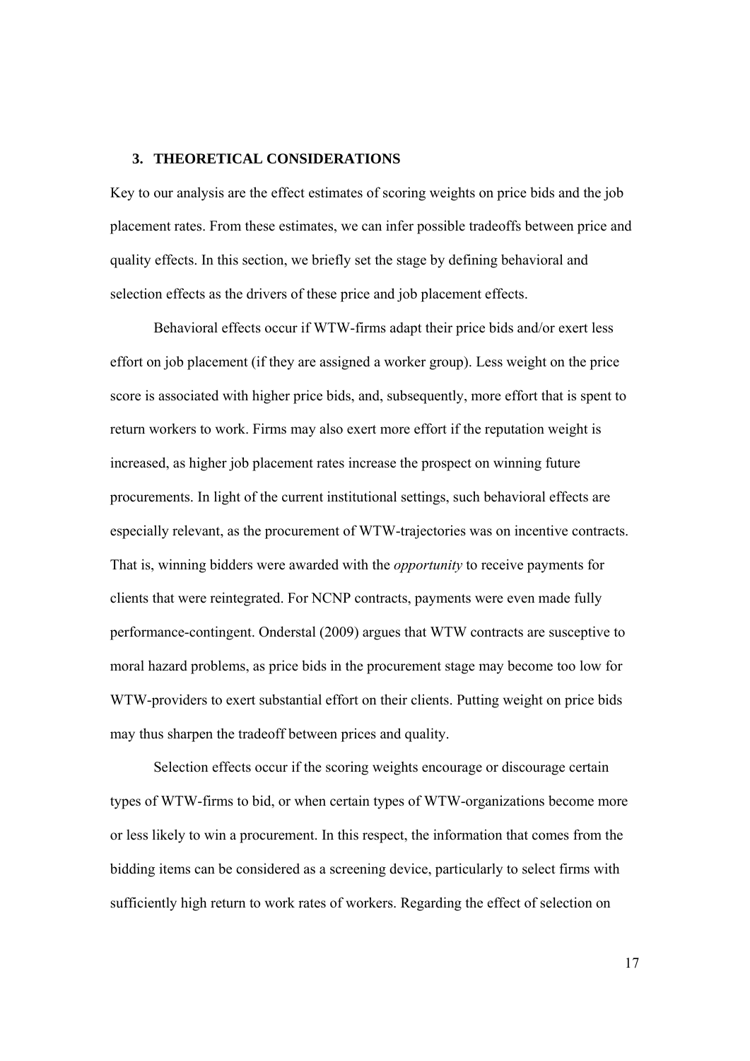## 3. THEORETICAL CONSIDERATIONS

Key to our analysis are the effect estimates of scoring weights on price bids and the job placement rates. From these estimates, we can infer possible tradeoffs between price and quality effects. In this section, we briefly set the stage by defining behavioral and selection effects as the drivers of these price and job placement effects.

Behavioral effects occur if WTW-firms adapt their price bids and/or exert less effort on job placement (if they are assigned a worker group). Less weight on the price score is associated with higher price bids, and, subsequently, more effort that is spent to return workers to work. Firms may also exert more effort if the reputation weight is increased, as higher job placement rates increase the prospect on winning future procurements. In light of the current institutional settings, such behavioral effects are especially relevant, as the procurement of WTW-trajectories was on incentive contracts. That is, winning bidders were awarded with the *opportunity* to receive payments for clients that were reintegrated. For NCNP contracts, payments were even made fully performance-contingent. Onderstal (2009) argues that WTW contracts are susceptive to moral hazard problems, as price bids in the procurement stage may become too low for WTW-providers to exert substantial effort on their clients. Putting weight on price bids may thus sharpen the tradeoff between prices and quality.

Selection effects occur if the scoring weights encourage or discourage certain types of WTW-firms to bid, or when certain types of WTW-organizations become more or less likely to win a procurement. In this respect, the information that comes from the bidding items can be considered as a screening device, particularly to select firms with sufficiently high return to work rates of workers. Regarding the effect of selection on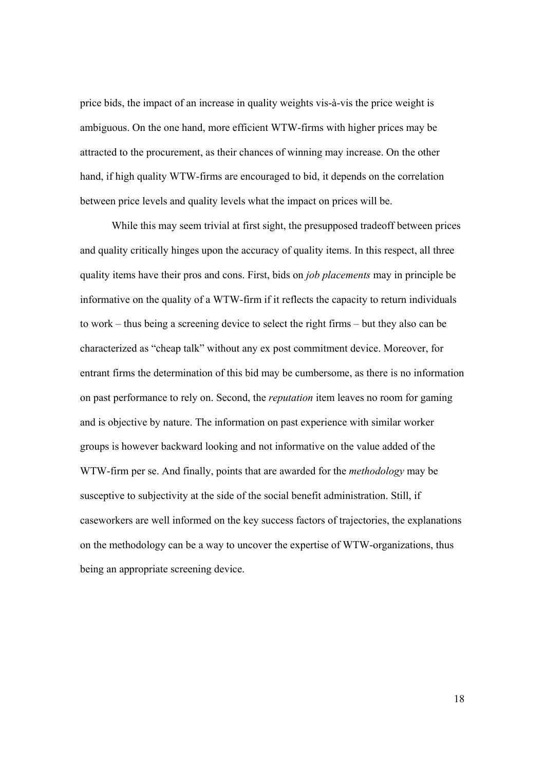price bids, the impact of an increase in quality weights vis-à-vis the price weight is ambiguous. On the one hand, more efficient WTW-firms with higher prices may be attracted to the procurement, as their chances of winning may increase. On the other hand, if high quality WTW-firms are encouraged to bid, it depends on the correlation between price levels and quality levels what the impact on prices will be.

While this may seem trivial at first sight, the presupposed tradeoff between prices and quality critically hinges upon the accuracy of quality items. In this respect, all three quality items have their pros and cons. First, bids on *job placements* may in principle be informative on the quality of a WTW-firm if it reflects the capacity to return individuals to work – thus being a screening device to select the right firms – but they also can be characterized as "cheap talk" without any ex post commitment device. Moreover, for entrant firms the determination of this bid may be cumbersome, as there is no information on past performance to rely on. Second, the *reputation* item leaves no room for gaming and is objective by nature. The information on past experience with similar worker groups is however backward looking and not informative on the value added of the WTW-firm per se. And finally, points that are awarded for the *methodology* may be susceptive to subjectivity at the side of the social benefit administration. Still, if caseworkers are well informed on the key success factors of trajectories, the explanations on the methodology can be a way to uncover the expertise of WTW-organizations, thus being an appropriate screening device.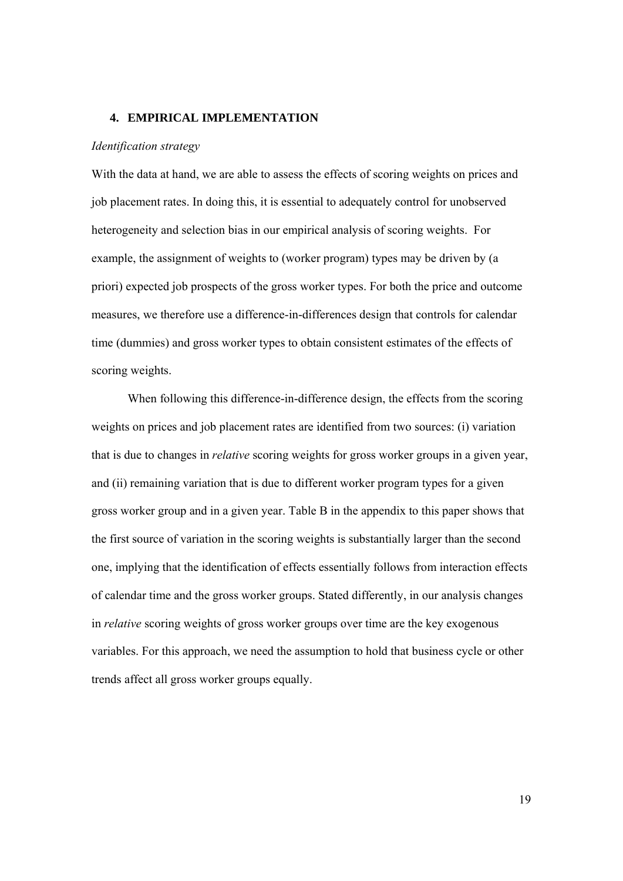## 4. EMPIRICAL IMPLEMENTATION

*Identification strategy*

With the data at hand, we are able to assess the effects of scoring weights on prices and job placement rates. In doing this, it is essential to adequately control for unobserved heterogeneity and selection bias in our empirical analysis of scoring weights. For example, the assignment of weights to (worker program) types may be driven by (a priori) expected job prospects of the gross worker types. For both the price and outcome measures, we therefore use a difference-in-differences design that controls for calendar time (dummies) and gross worker types to obtain consistent estimates of the effects of scoring weights.

When following this difference-in-difference design, the effects from the scoring weights on prices and job placement rates are identified from two sources: (i) variation that is due to changes in *relative* scoring weights for gross worker groups in a given year, and (ii) remaining variation that is due to different worker program types for a given gross worker group and in a given year. Table B in the appendix to this paper shows that the first source of variation in the scoring weights is substantially larger than the second one, implying that the identification of effects essentially follows from interaction effects of calendar time and the gross worker groups. Stated differently, in our analysis changes in *relative* scoring weights of gross worker groups over time are the key exogenous variables. For this approach, we need the assumption to hold that business cycle or other trends affect all gross worker groups equally.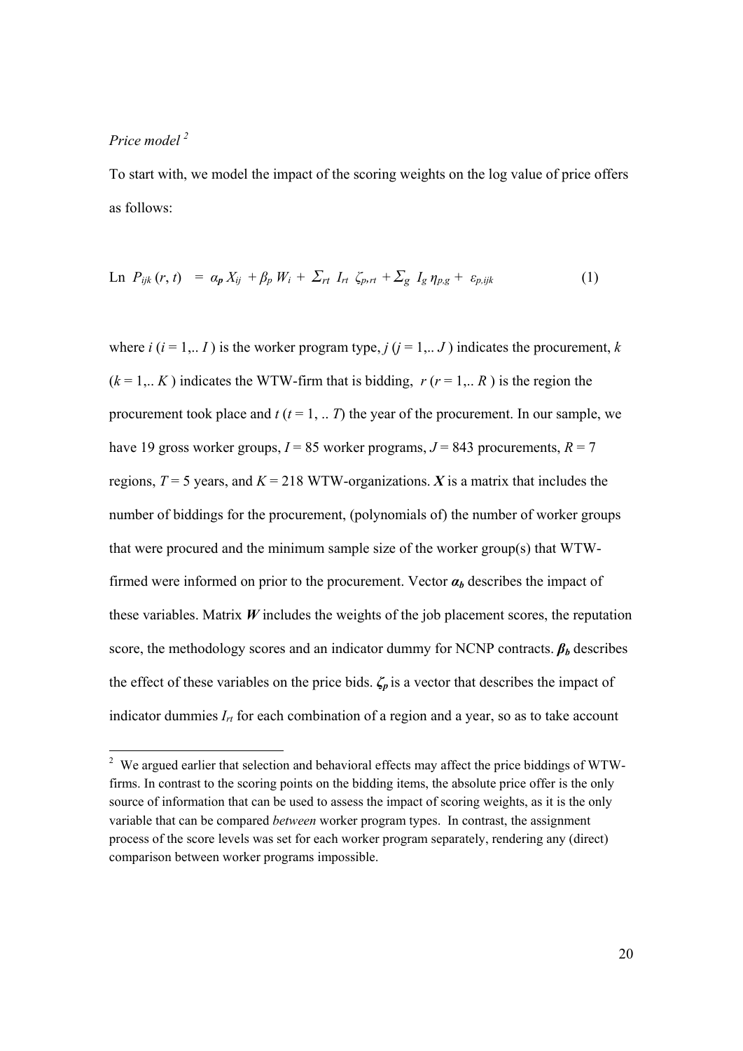*Price model* [2]

To start with, we model the impact of the scoring weights on the log value of price offers as follows:

$$\text{Ln } P_{ijk}(r, t) = \boldsymbol{\alpha_p} X_{ij} + \beta_p W_i + \Sigma_{rt}\ I_{rt}\ \zeta_{p,rt} + \Sigma_g\ I_g\ \eta_{p,g} + \varepsilon_{p,ijk} \tag{1}$$

where $i$ ($i = 1,.. I$ ) is the worker program type, $j$ ($j = 1,.. J$ ) indicates the procurement, $k$ ($k = 1,.. K$ ) indicates the WTW-firm that is bidding, $r$ ($r = 1,.. R$ ) is the region the procurement took place and $t$ ($t = 1, .. T$) the year of the procurement. In our sample, we have 19 gross worker groups, $I = 85$ worker programs, $J = 843$ procurements, $R = 7$ regions, $T = 5$ years, and $K = 218$ WTW-organizations. $\boldsymbol{X}$ is a matrix that includes the number of biddings for the procurement, (polynomials of) the number of worker groups that were procured and the minimum sample size of the worker group(s) that WTW-firmed were informed on prior to the procurement. Vector $\boldsymbol{\alpha_b}$ describes the impact of these variables. Matrix $\boldsymbol{W}$ includes the weights of the job placement scores, the reputation score, the methodology scores and an indicator dummy for NCNP contracts. $\boldsymbol{\beta_b}$ describes the effect of these variables on the price bids. $\boldsymbol{\zeta_p}$ is a vector that describes the impact of indicator dummies $I_{rt}$ for each combination of a region and a year, so as to take account

[2] We argued earlier that selection and behavioral effects may affect the price biddings of WTW-firms. In contrast to the scoring points on the bidding items, the absolute price offer is the only source of information that can be used to assess the impact of scoring weights, as it is the only variable that can be compared *between* worker program types. In contrast, the assignment process of the score levels was set for each worker program separately, rendering any (direct) comparison between worker programs impossible.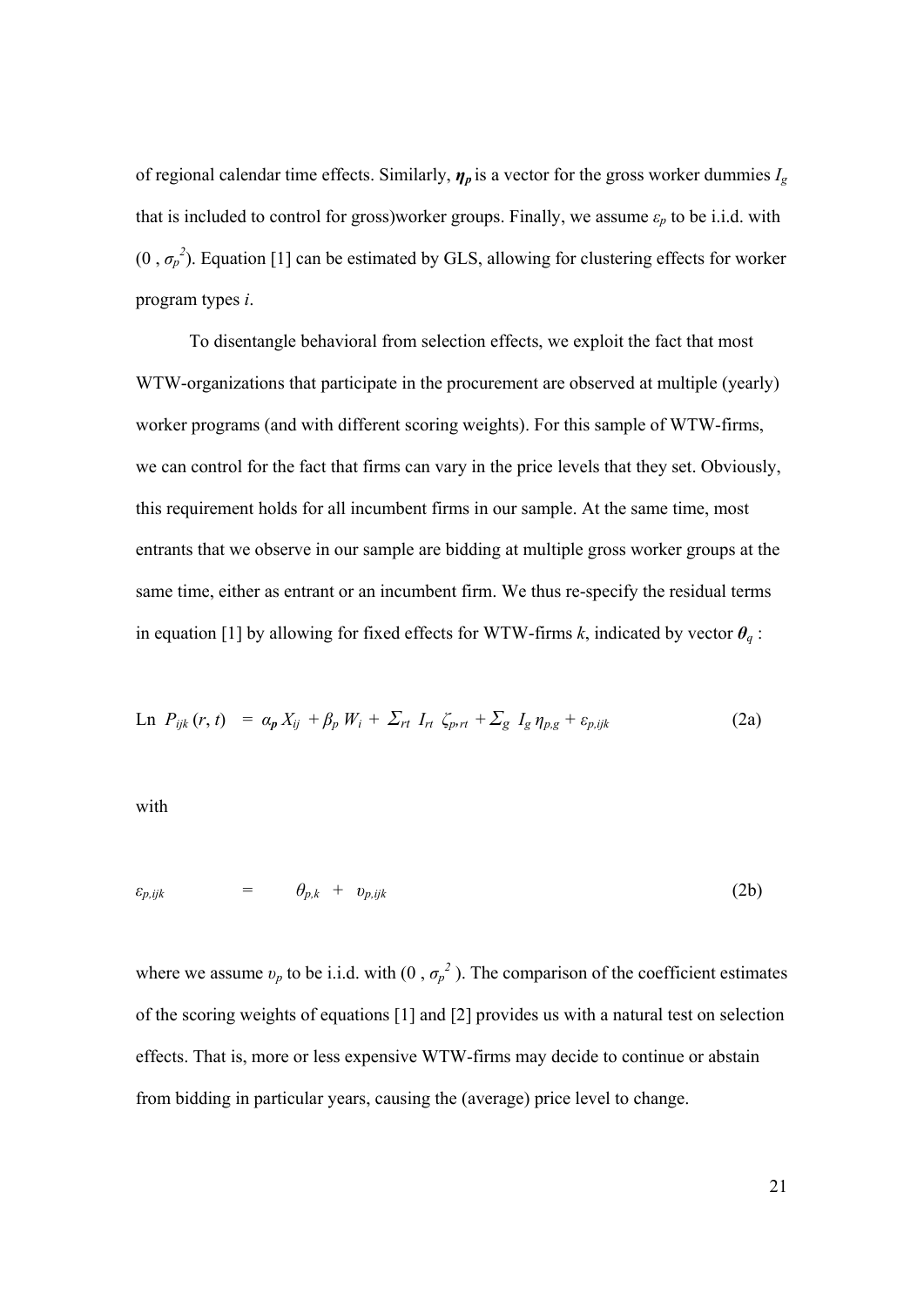of regional calendar time effects. Similarly, $\boldsymbol{\eta}_p$ is a vector for the gross worker dummies $I_g$ that is included to control for gross)worker groups. Finally, we assume $\varepsilon_p$ to be i.i.d. with $(0, \sigma_p^2)$. Equation [1] can be estimated by GLS, allowing for clustering effects for worker program types $i$.

To disentangle behavioral from selection effects, we exploit the fact that most WTW-organizations that participate in the procurement are observed at multiple (yearly) worker programs (and with different scoring weights). For this sample of WTW-firms, we can control for the fact that firms can vary in the price levels that they set. Obviously, this requirement holds for all incumbent firms in our sample. At the same time, most entrants that we observe in our sample are bidding at multiple gross worker groups at the same time, either as entrant or an incumbent firm. We thus re-specify the residual terms in equation [1] by allowing for fixed effects for WTW-firms $k$, indicated by vector $\boldsymbol{\theta}_q$ :

$$\text{Ln } P_{ijk}(r, t) \;=\; \alpha_p X_{ij} + \beta_p W_i + \Sigma_{rt}\; I_{rt}\; \zeta_{p,rt} + \Sigma_g\; I_g\, \eta_{p,g} + \varepsilon_{p,ijk} \tag{2a}$$

with

$$\varepsilon_{p,ijk} \;=\; \theta_{p,k} + \upsilon_{p,ijk} \tag{2b}$$

where we assume $\upsilon_p$ to be i.i.d. with $(0, \sigma_p^2)$. The comparison of the coefficient estimates of the scoring weights of equations [1] and [2] provides us with a natural test on selection effects. That is, more or less expensive WTW-firms may decide to continue or abstain from bidding in particular years, causing the (average) price level to change.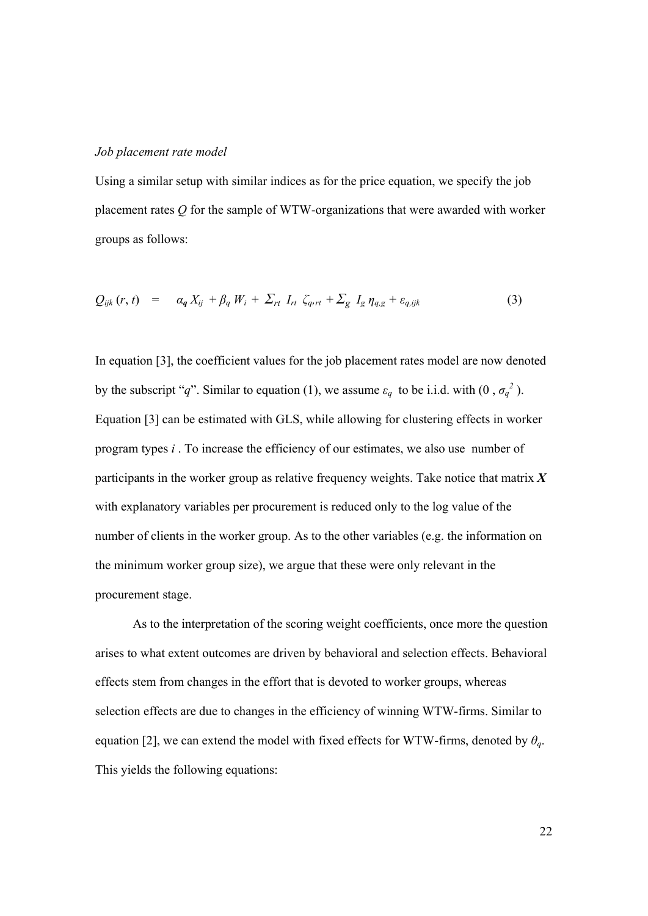*Job placement rate model*

Using a similar setup with similar indices as for the price equation, we specify the job placement rates $Q$ for the sample of WTW-organizations that were awarded with worker groups as follows:

$$Q_{ijk}(r, t) \quad = \quad \alpha_q X_{ij} + \beta_q W_i + \Sigma_{rt} \; I_{rt} \; \zeta_{q,rt} + \Sigma_g \; I_g \, \eta_{q,g} + \varepsilon_{q,ijk} \tag{3}$$

In equation [3], the coefficient values for the job placement rates model are now denoted by the subscript "$q$". Similar to equation (1), we assume $\varepsilon_q$ to be i.i.d. with $(0, \sigma_q^2)$. Equation [3] can be estimated with GLS, while allowing for clustering effects in worker program types $i$. To increase the efficiency of our estimates, we also use number of participants in the worker group as relative frequency weights. Take notice that matrix $\boldsymbol{X}$ with explanatory variables per procurement is reduced only to the log value of the number of clients in the worker group. As to the other variables (e.g. the information on the minimum worker group size), we argue that these were only relevant in the procurement stage.

As to the interpretation of the scoring weight coefficients, once more the question arises to what extent outcomes are driven by behavioral and selection effects. Behavioral effects stem from changes in the effort that is devoted to worker groups, whereas selection effects are due to changes in the efficiency of winning WTW-firms. Similar to equation [2], we can extend the model with fixed effects for WTW-firms, denoted by $\theta_q$. This yields the following equations: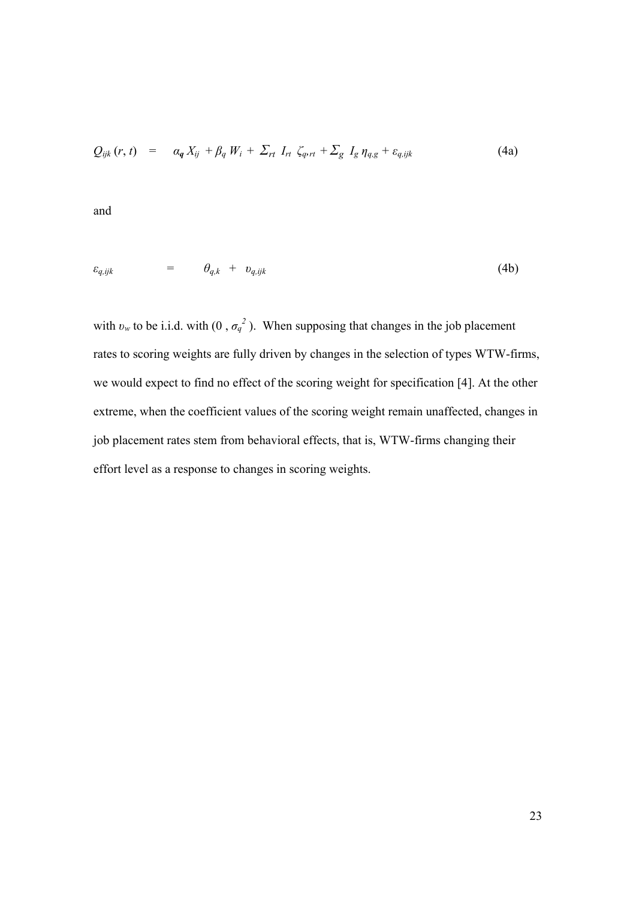$$Q_{ijk}(r, t) \quad = \quad \alpha_{\boldsymbol{q}} X_{ij} + \beta_q W_i + \Sigma_{rt} \; I_{rt} \; \zeta_{q,rt} + \Sigma_g \; I_g \, \eta_{q,g} + \varepsilon_{q,ijk} \tag{4a}$$

and

$$\varepsilon_{q,ijk} \quad = \quad \theta_{q,k} + \upsilon_{q,ijk} \tag{4b}$$

with $\upsilon_w$ to be i.i.d. with $(0 , \sigma_q^2)$. When supposing that changes in the job placement rates to scoring weights are fully driven by changes in the selection of types WTW-firms, we would expect to find no effect of the scoring weight for specification [4]. At the other extreme, when the coefficient values of the scoring weight remain unaffected, changes in job placement rates stem from behavioral effects, that is, WTW-firms changing their effort level as a response to changes in scoring weights.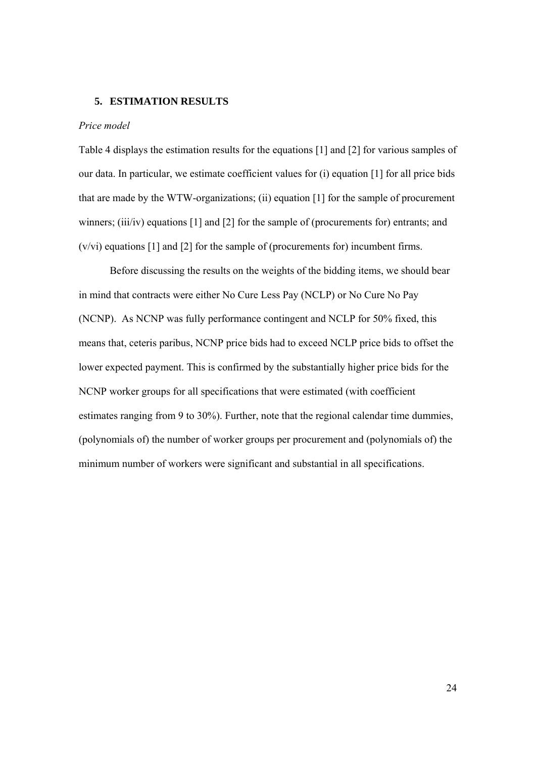## 5. ESTIMATION RESULTS

*Price model*

Table 4 displays the estimation results for the equations [1] and [2] for various samples of our data. In particular, we estimate coefficient values for (i) equation [1] for all price bids that are made by the WTW-organizations; (ii) equation [1] for the sample of procurement winners; (iii/iv) equations [1] and [2] for the sample of (procurements for) entrants; and (v/vi) equations [1] and [2] for the sample of (procurements for) incumbent firms.

Before discussing the results on the weights of the bidding items, we should bear in mind that contracts were either No Cure Less Pay (NCLP) or No Cure No Pay (NCNP). As NCNP was fully performance contingent and NCLP for 50% fixed, this means that, ceteris paribus, NCNP price bids had to exceed NCLP price bids to offset the lower expected payment. This is confirmed by the substantially higher price bids for the NCNP worker groups for all specifications that were estimated (with coefficient estimates ranging from 9 to 30%). Further, note that the regional calendar time dummies, (polynomials of) the number of worker groups per procurement and (polynomials of) the minimum number of workers were significant and substantial in all specifications.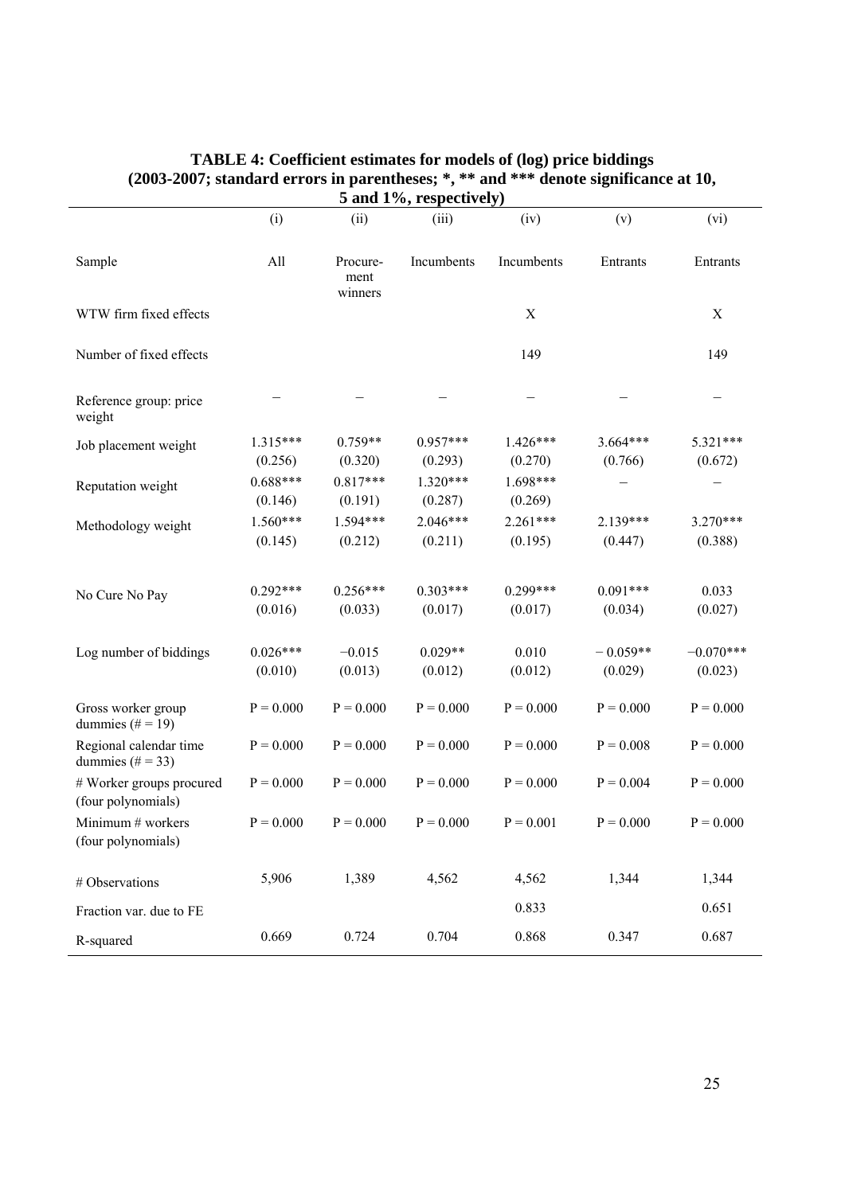**TABLE 4: Coefficient estimates for models of (log) price biddings (2003-2007; standard errors in parentheses; *, ** and *** denote significance at 10, 5 and 1%, respectively)**

| | (i) | (ii) | (iii) | (iv) | (v) | (vi) |
|---|---|---|---|---|---|---|
| Sample | All | Procurement winners | Incumbents | Incumbents | Entrants | Entrants |
| WTW firm fixed effects | | | | X | | X |
| Number of fixed effects | | | | 149 | | 149 |
| Reference group: price weight | – | – | – | – | – | – |
| Job placement weight | 1.315*** (0.256) | 0.759** (0.320) | 0.957*** (0.293) | 1.426*** (0.270) | 3.664*** (0.766) | 5.321*** (0.672) |
| Reputation weight | 0.688*** (0.146) | 0.817*** (0.191) | 1.320*** (0.287) | 1.698*** (0.269) | – | – |
| Methodology weight | 1.560*** (0.145) | 1.594*** (0.212) | 2.046*** (0.211) | 2.261*** (0.195) | 2.139*** (0.447) | 3.270*** (0.388) |
| No Cure No Pay | 0.292*** (0.016) | 0.256*** (0.033) | 0.303*** (0.017) | 0.299*** (0.017) | 0.091*** (0.034) | 0.033 (0.027) |
| Log number of biddings | 0.026*** (0.010) | −0.015 (0.013) | 0.029** (0.012) | 0.010 (0.012) | − 0.059** (0.029) | −0.070*** (0.023) |
| Gross worker group dummies (# = 19) | P = 0.000 | P = 0.000 | P = 0.000 | P = 0.000 | P = 0.000 | P = 0.000 |
| Regional calendar time dummies (# = 33) | P = 0.000 | P = 0.000 | P = 0.000 | P = 0.000 | P = 0.008 | P = 0.000 |
| # Worker groups procured (four polynomials) | P = 0.000 | P = 0.000 | P = 0.000 | P = 0.000 | P = 0.004 | P = 0.000 |
| Minimum # workers (four polynomials) | P = 0.000 | P = 0.000 | P = 0.000 | P = 0.001 | P = 0.000 | P = 0.000 |
| # Observations | 5,906 | 1,389 | 4,562 | 4,562 | 1,344 | 1,344 |
| Fraction var. due to FE | | | | 0.833 | | 0.651 |
| R-squared | 0.669 | 0.724 | 0.704 | 0.868 | 0.347 | 0.687 |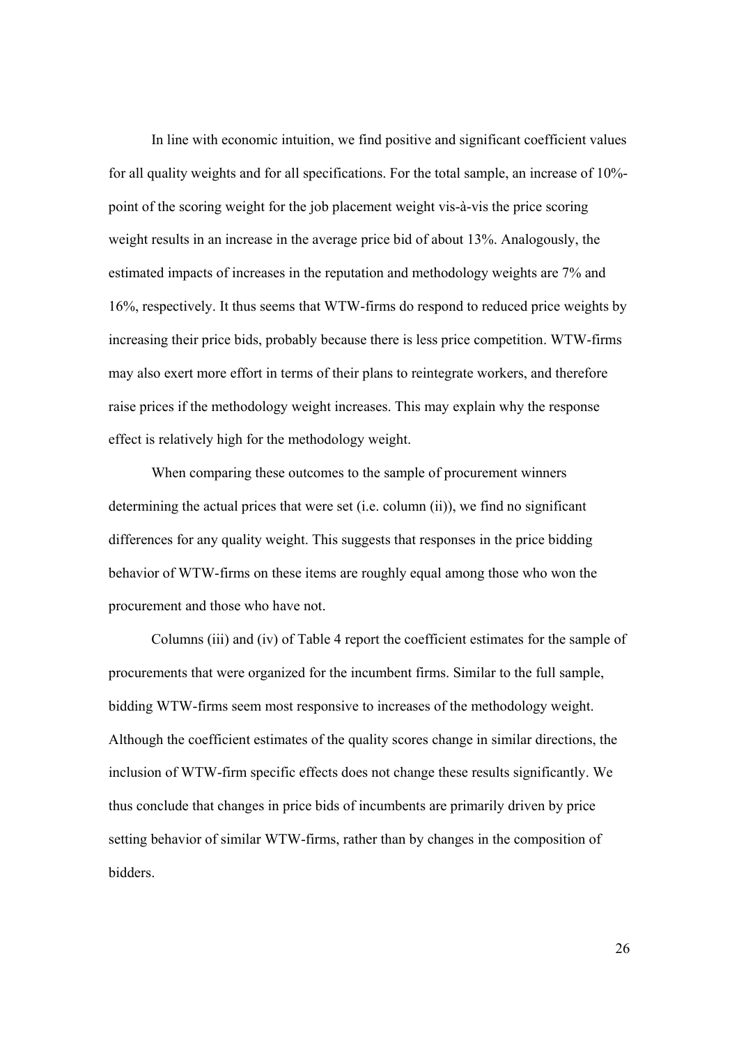In line with economic intuition, we find positive and significant coefficient values for all quality weights and for all specifications. For the total sample, an increase of 10%-point of the scoring weight for the job placement weight vis-à-vis the price scoring weight results in an increase in the average price bid of about 13%. Analogously, the estimated impacts of increases in the reputation and methodology weights are 7% and 16%, respectively. It thus seems that WTW-firms do respond to reduced price weights by increasing their price bids, probably because there is less price competition. WTW-firms may also exert more effort in terms of their plans to reintegrate workers, and therefore raise prices if the methodology weight increases. This may explain why the response effect is relatively high for the methodology weight.

When comparing these outcomes to the sample of procurement winners determining the actual prices that were set (i.e. column (ii)), we find no significant differences for any quality weight. This suggests that responses in the price bidding behavior of WTW-firms on these items are roughly equal among those who won the procurement and those who have not.

Columns (iii) and (iv) of Table 4 report the coefficient estimates for the sample of procurements that were organized for the incumbent firms. Similar to the full sample, bidding WTW-firms seem most responsive to increases of the methodology weight. Although the coefficient estimates of the quality scores change in similar directions, the inclusion of WTW-firm specific effects does not change these results significantly. We thus conclude that changes in price bids of incumbents are primarily driven by price setting behavior of similar WTW-firms, rather than by changes in the composition of bidders.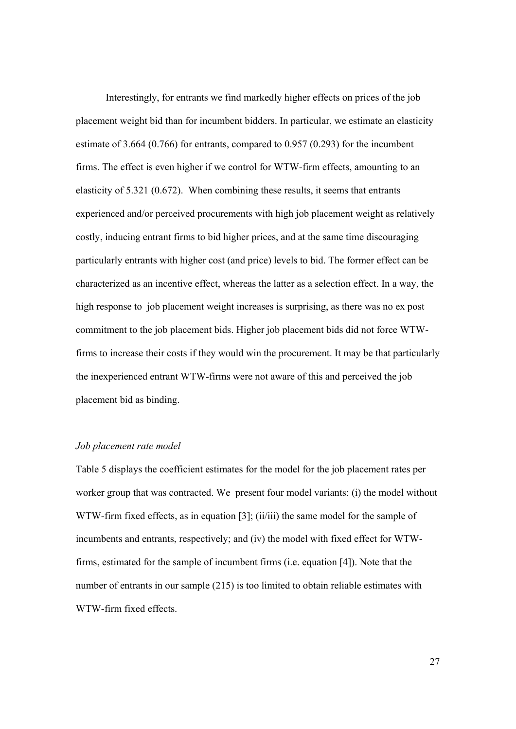Interestingly, for entrants we find markedly higher effects on prices of the job placement weight bid than for incumbent bidders. In particular, we estimate an elasticity estimate of 3.664 (0.766) for entrants, compared to 0.957 (0.293) for the incumbent firms. The effect is even higher if we control for WTW-firm effects, amounting to an elasticity of 5.321 (0.672). When combining these results, it seems that entrants experienced and/or perceived procurements with high job placement weight as relatively costly, inducing entrant firms to bid higher prices, and at the same time discouraging particularly entrants with higher cost (and price) levels to bid. The former effect can be characterized as an incentive effect, whereas the latter as a selection effect. In a way, the high response to job placement weight increases is surprising, as there was no ex post commitment to the job placement bids. Higher job placement bids did not force WTW-firms to increase their costs if they would win the procurement. It may be that particularly the inexperienced entrant WTW-firms were not aware of this and perceived the job placement bid as binding.

*Job placement rate model*

Table 5 displays the coefficient estimates for the model for the job placement rates per worker group that was contracted. We present four model variants: (i) the model without WTW-firm fixed effects, as in equation [3]; (ii/iii) the same model for the sample of incumbents and entrants, respectively; and (iv) the model with fixed effect for WTW-firms, estimated for the sample of incumbent firms (i.e. equation [4]). Note that the number of entrants in our sample (215) is too limited to obtain reliable estimates with WTW-firm fixed effects.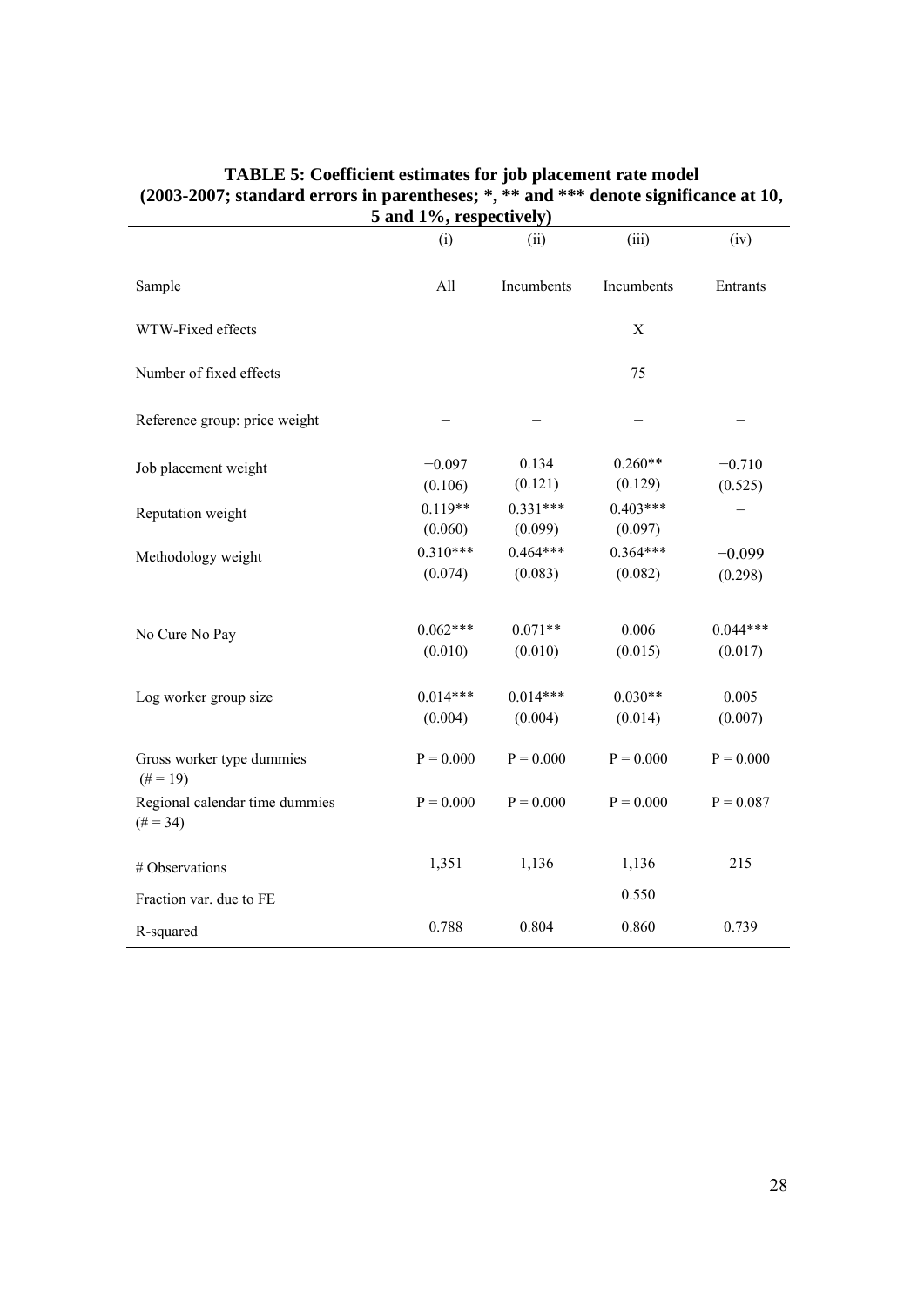**TABLE 5: Coefficient estimates for job placement rate model (2003-2007; standard errors in parentheses; *, ** and *** denote significance at 10, 5 and 1%, respectively)**

| | (i) | (ii) | (iii) | (iv) |
|---|---|---|---|---|
| Sample | All | Incumbents | Incumbents | Entrants |
| WTW-Fixed effects | | | X | |
| Number of fixed effects | | | 75 | |
| Reference group: price weight | – | – | – | – |
| Job placement weight | −0.097<br>(0.106) | 0.134<br>(0.121) | 0.260**<br>(0.129) | −0.710<br>(0.525) |
| Reputation weight | 0.119**<br>(0.060) | 0.331***<br>(0.099) | 0.403***<br>(0.097) | – |
| Methodology weight | 0.310***<br>(0.074) | 0.464***<br>(0.083) | 0.364***<br>(0.082) | −0.099<br>(0.298) |
| No Cure No Pay | 0.062***<br>(0.010) | 0.071**<br>(0.010) | 0.006<br>(0.015) | 0.044***<br>(0.017) |
| Log worker group size | 0.014***<br>(0.004) | 0.014***<br>(0.004) | 0.030**<br>(0.014) | 0.005<br>(0.007) |
| Gross worker type dummies (# = 19) | P = 0.000 | P = 0.000 | P = 0.000 | P = 0.000 |
| Regional calendar time dummies (# = 34) | P = 0.000 | P = 0.000 | P = 0.000 | P = 0.087 |
| # Observations | 1,351 | 1,136 | 1,136 | 215 |
| Fraction var. due to FE | | | 0.550 | |
| R-squared | 0.788 | 0.804 | 0.860 | 0.739 |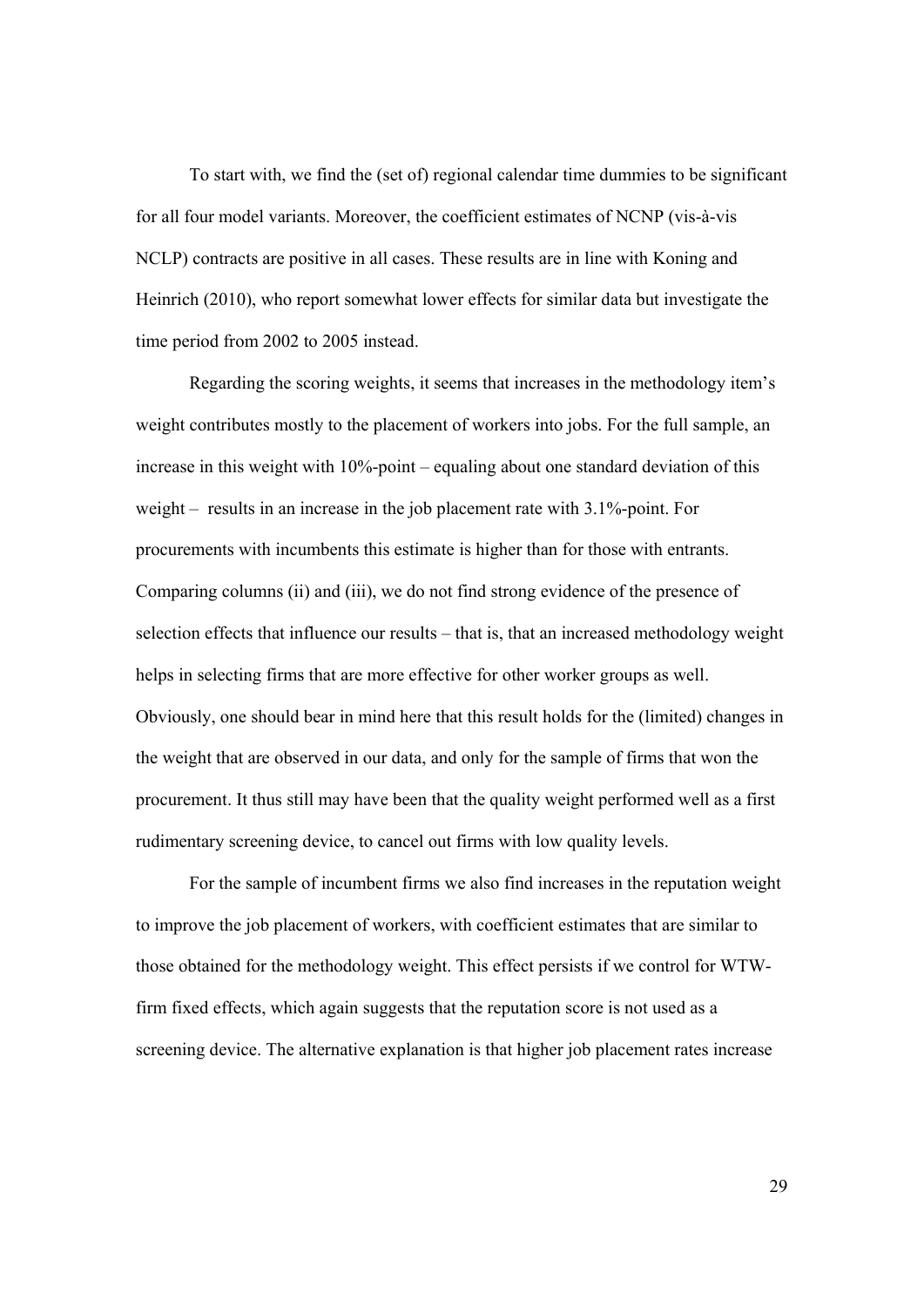To start with, we find the (set of) regional calendar time dummies to be significant for all four model variants. Moreover, the coefficient estimates of NCNP (vis-à-vis NCLP) contracts are positive in all cases. These results are in line with Koning and Heinrich (2010), who report somewhat lower effects for similar data but investigate the time period from 2002 to 2005 instead.

Regarding the scoring weights, it seems that increases in the methodology item's weight contributes mostly to the placement of workers into jobs. For the full sample, an increase in this weight with 10%-point – equaling about one standard deviation of this weight – results in an increase in the job placement rate with 3.1%-point. For procurements with incumbents this estimate is higher than for those with entrants. Comparing columns (ii) and (iii), we do not find strong evidence of the presence of selection effects that influence our results – that is, that an increased methodology weight helps in selecting firms that are more effective for other worker groups as well. Obviously, one should bear in mind here that this result holds for the (limited) changes in the weight that are observed in our data, and only for the sample of firms that won the procurement. It thus still may have been that the quality weight performed well as a first rudimentary screening device, to cancel out firms with low quality levels.

For the sample of incumbent firms we also find increases in the reputation weight to improve the job placement of workers, with coefficient estimates that are similar to those obtained for the methodology weight. This effect persists if we control for WTW-firm fixed effects, which again suggests that the reputation score is not used as a screening device. The alternative explanation is that higher job placement rates increase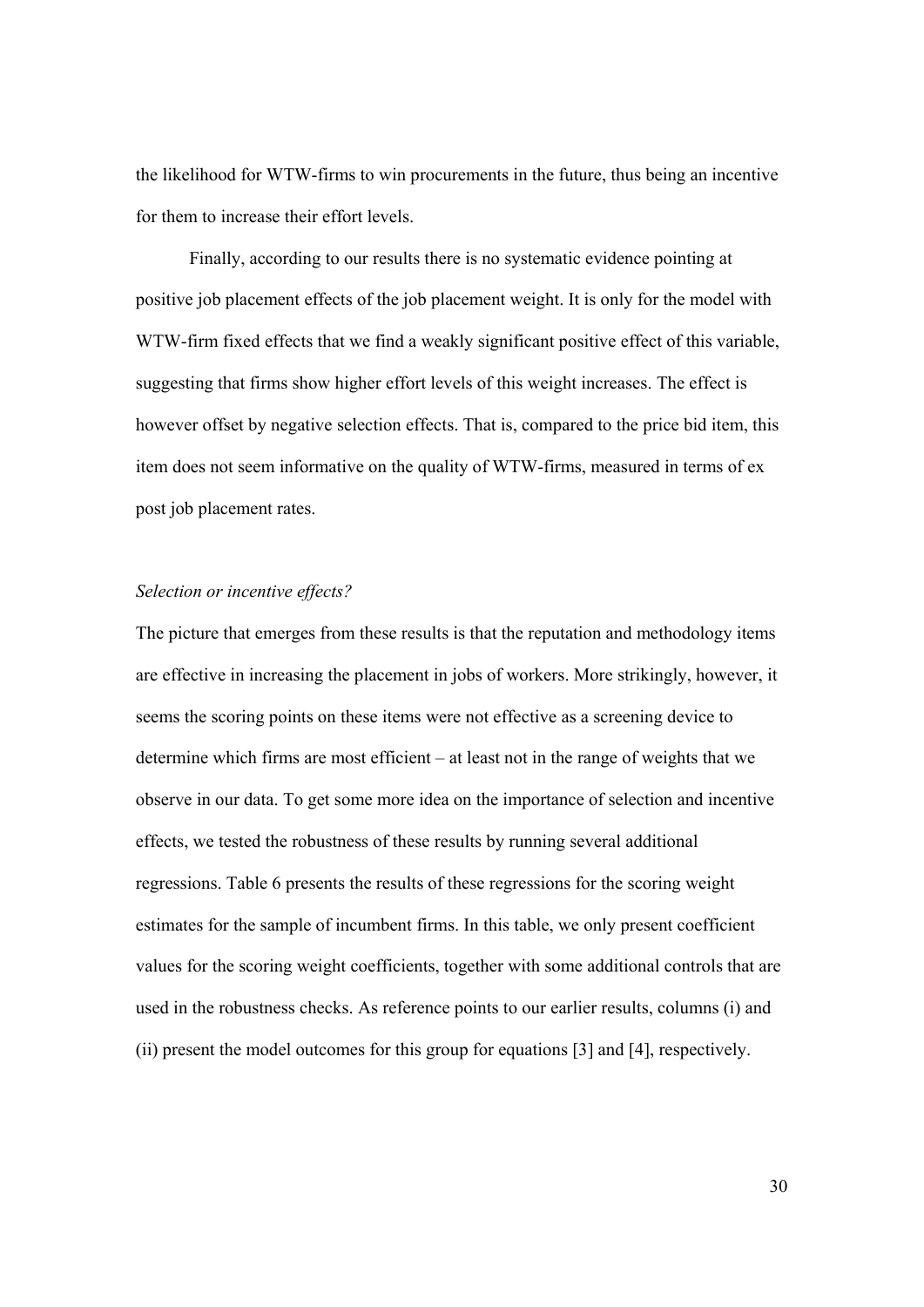the likelihood for WTW-firms to win procurements in the future, thus being an incentive for them to increase their effort levels.

Finally, according to our results there is no systematic evidence pointing at positive job placement effects of the job placement weight. It is only for the model with WTW-firm fixed effects that we find a weakly significant positive effect of this variable, suggesting that firms show higher effort levels of this weight increases. The effect is however offset by negative selection effects. That is, compared to the price bid item, this item does not seem informative on the quality of WTW-firms, measured in terms of ex post job placement rates.

*Selection or incentive effects?*

The picture that emerges from these results is that the reputation and methodology items are effective in increasing the placement in jobs of workers. More strikingly, however, it seems the scoring points on these items were not effective as a screening device to determine which firms are most efficient – at least not in the range of weights that we observe in our data. To get some more idea on the importance of selection and incentive effects, we tested the robustness of these results by running several additional regressions. Table 6 presents the results of these regressions for the scoring weight estimates for the sample of incumbent firms. In this table, we only present coefficient values for the scoring weight coefficients, together with some additional controls that are used in the robustness checks. As reference points to our earlier results, columns (i) and (ii) present the model outcomes for this group for equations [3] and [4], respectively.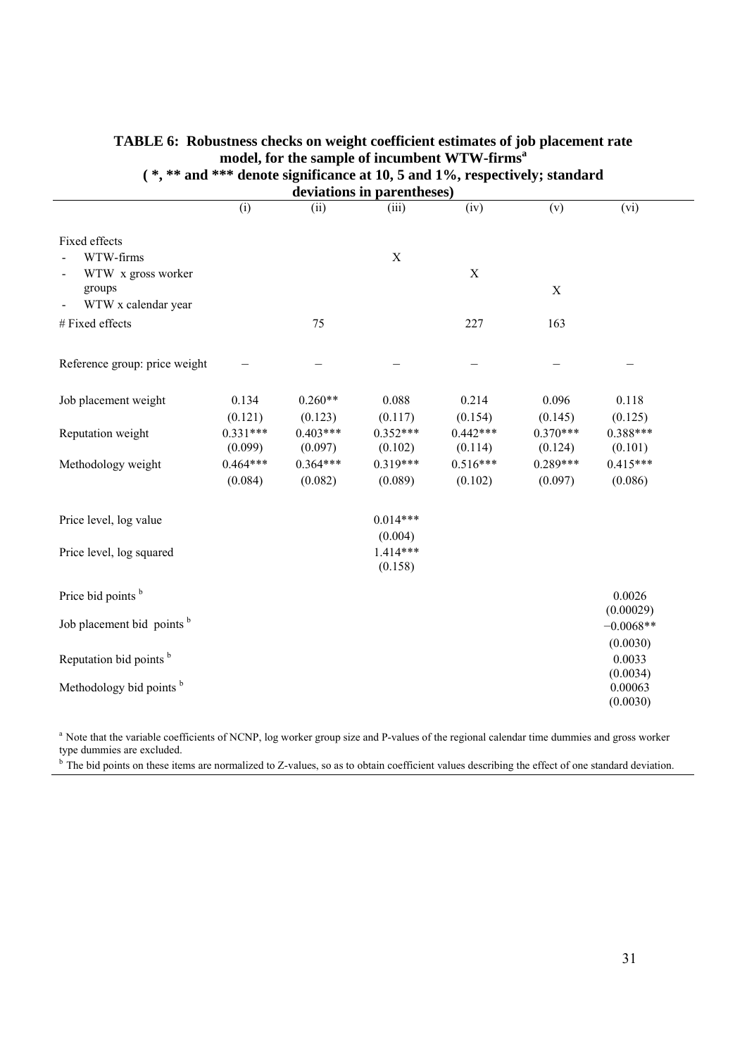# TABLE 6: Robustness checks on weight coefficient estimates of job placement rate model, for the sample of incumbent WTW-firms[a]

**( *, ** and *** denote significance at 10, 5 and 1%, respectively; standard deviations in parentheses)**

| | (i) | (ii) | (iii) | (iv) | (v) | (vi) |
|---|---|---|---|---|---|---|
| Fixed effects | | | | | | |
| - WTW-firms | | | X | | | |
| - WTW x gross worker groups | | | | X | | |
| - WTW x calendar year | | | | | X | |
| # Fixed effects | | 75 | | 227 | 163 | |
| Reference group: price weight | – | – | – | – | – | – |
| Job placement weight | 0.134 | 0.260** | 0.088 | 0.214 | 0.096 | 0.118 |
| | (0.121) | (0.123) | (0.117) | (0.154) | (0.145) | (0.125) |
| Reputation weight | 0.331*** | 0.403*** | 0.352*** | 0.442*** | 0.370*** | 0.388*** |
| | (0.099) | (0.097) | (0.102) | (0.114) | (0.124) | (0.101) |
| Methodology weight | 0.464*** | 0.364*** | 0.319*** | 0.516*** | 0.289*** | 0.415*** |
| | (0.084) | (0.082) | (0.089) | (0.102) | (0.097) | (0.086) |
| Price level, log value | | | 0.014*** | | | |
| | | | (0.004) | | | |
| Price level, log squared | | | 1.414*** | | | |
| | | | (0.158) | | | |
| Price bid points [b] | | | | | | 0.0026 |
| | | | | | | (0.00029) |
| Job placement bid points [b] | | | | | | −0.0068** |
| | | | | | | (0.0030) |
| Reputation bid points [b] | | | | | | 0.0033 |
| | | | | | | (0.0034) |
| Methodology bid points [b] | | | | | | 0.00063 |
| | | | | | | (0.0030) |

[a] Note that the variable coefficients of NCNP, log worker group size and P-values of the regional calendar time dummies and gross worker type dummies are excluded.

[b] The bid points on these items are normalized to Z-values, so as to obtain coefficient values describing the effect of one standard deviation.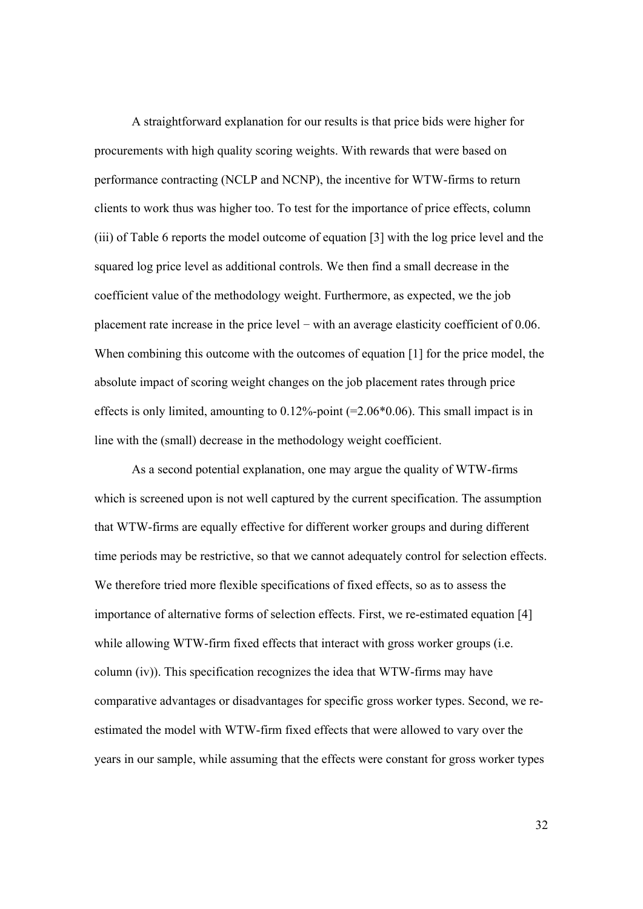A straightforward explanation for our results is that price bids were higher for procurements with high quality scoring weights. With rewards that were based on performance contracting (NCLP and NCNP), the incentive for WTW-firms to return clients to work thus was higher too. To test for the importance of price effects, column (iii) of Table 6 reports the model outcome of equation [3] with the log price level and the squared log price level as additional controls. We then find a small decrease in the coefficient value of the methodology weight. Furthermore, as expected, we the job placement rate increase in the price level − with an average elasticity coefficient of 0.06. When combining this outcome with the outcomes of equation [1] for the price model, the absolute impact of scoring weight changes on the job placement rates through price effects is only limited, amounting to 0.12%-point (=2.06*0.06). This small impact is in line with the (small) decrease in the methodology weight coefficient.

As a second potential explanation, one may argue the quality of WTW-firms which is screened upon is not well captured by the current specification. The assumption that WTW-firms are equally effective for different worker groups and during different time periods may be restrictive, so that we cannot adequately control for selection effects. We therefore tried more flexible specifications of fixed effects, so as to assess the importance of alternative forms of selection effects. First, we re-estimated equation [4] while allowing WTW-firm fixed effects that interact with gross worker groups (i.e. column (iv)). This specification recognizes the idea that WTW-firms may have comparative advantages or disadvantages for specific gross worker types. Second, we re-estimated the model with WTW-firm fixed effects that were allowed to vary over the years in our sample, while assuming that the effects were constant for gross worker types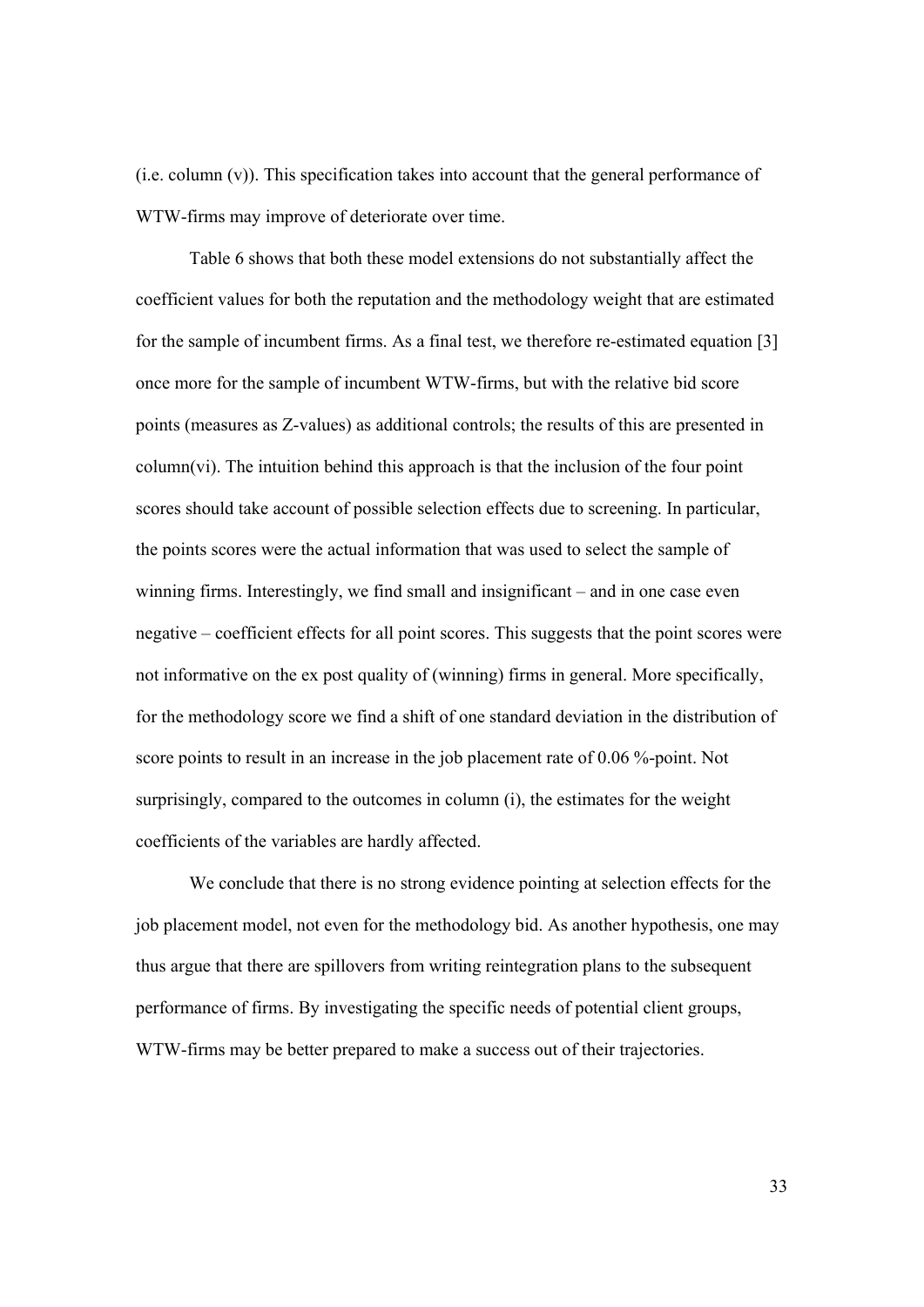(i.e. column (v)). This specification takes into account that the general performance of WTW-firms may improve of deteriorate over time.

Table 6 shows that both these model extensions do not substantially affect the coefficient values for both the reputation and the methodology weight that are estimated for the sample of incumbent firms. As a final test, we therefore re-estimated equation [3] once more for the sample of incumbent WTW-firms, but with the relative bid score points (measures as Z-values) as additional controls; the results of this are presented in column(vi). The intuition behind this approach is that the inclusion of the four point scores should take account of possible selection effects due to screening. In particular, the points scores were the actual information that was used to select the sample of winning firms. Interestingly, we find small and insignificant – and in one case even negative – coefficient effects for all point scores. This suggests that the point scores were not informative on the ex post quality of (winning) firms in general. More specifically, for the methodology score we find a shift of one standard deviation in the distribution of score points to result in an increase in the job placement rate of 0.06 %-point. Not surprisingly, compared to the outcomes in column (i), the estimates for the weight coefficients of the variables are hardly affected.

We conclude that there is no strong evidence pointing at selection effects for the job placement model, not even for the methodology bid. As another hypothesis, one may thus argue that there are spillovers from writing reintegration plans to the subsequent performance of firms. By investigating the specific needs of potential client groups, WTW-firms may be better prepared to make a success out of their trajectories.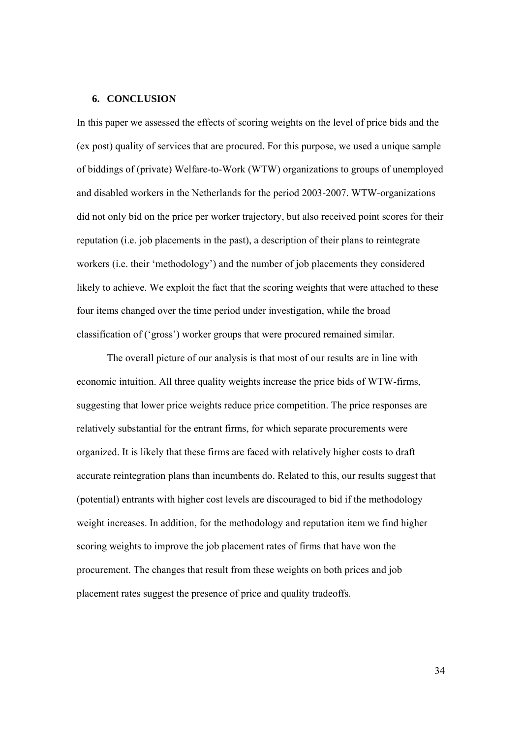## 6. CONCLUSION

In this paper we assessed the effects of scoring weights on the level of price bids and the (ex post) quality of services that are procured. For this purpose, we used a unique sample of biddings of (private) Welfare-to-Work (WTW) organizations to groups of unemployed and disabled workers in the Netherlands for the period 2003-2007. WTW-organizations did not only bid on the price per worker trajectory, but also received point scores for their reputation (i.e. job placements in the past), a description of their plans to reintegrate workers (i.e. their 'methodology') and the number of job placements they considered likely to achieve. We exploit the fact that the scoring weights that were attached to these four items changed over the time period under investigation, while the broad classification of ('gross') worker groups that were procured remained similar.

The overall picture of our analysis is that most of our results are in line with economic intuition. All three quality weights increase the price bids of WTW-firms, suggesting that lower price weights reduce price competition. The price responses are relatively substantial for the entrant firms, for which separate procurements were organized. It is likely that these firms are faced with relatively higher costs to draft accurate reintegration plans than incumbents do. Related to this, our results suggest that (potential) entrants with higher cost levels are discouraged to bid if the methodology weight increases. In addition, for the methodology and reputation item we find higher scoring weights to improve the job placement rates of firms that have won the procurement. The changes that result from these weights on both prices and job placement rates suggest the presence of price and quality tradeoffs.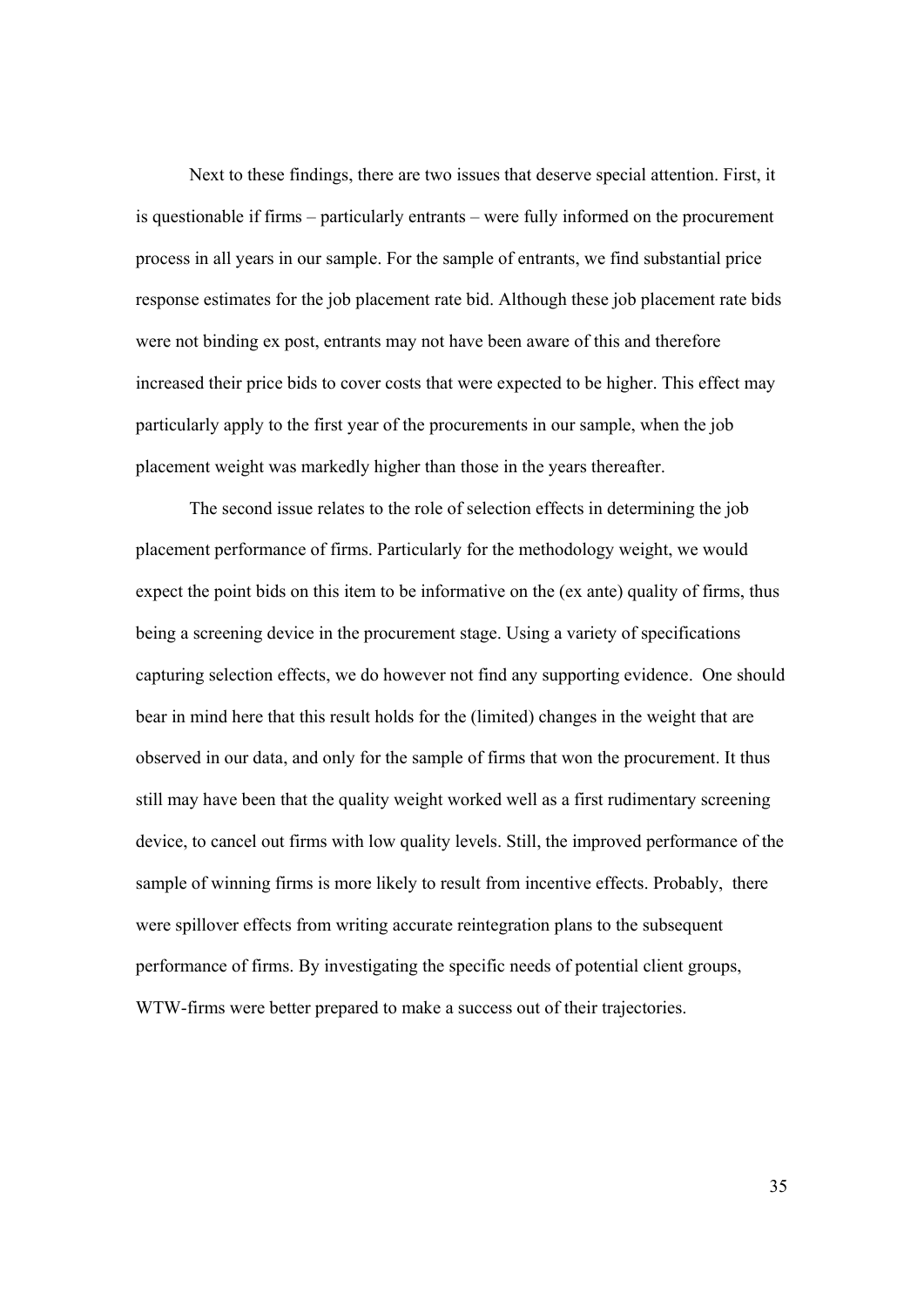Next to these findings, there are two issues that deserve special attention. First, it is questionable if firms – particularly entrants – were fully informed on the procurement process in all years in our sample. For the sample of entrants, we find substantial price response estimates for the job placement rate bid. Although these job placement rate bids were not binding ex post, entrants may not have been aware of this and therefore increased their price bids to cover costs that were expected to be higher. This effect may particularly apply to the first year of the procurements in our sample, when the job placement weight was markedly higher than those in the years thereafter.

The second issue relates to the role of selection effects in determining the job placement performance of firms. Particularly for the methodology weight, we would expect the point bids on this item to be informative on the (ex ante) quality of firms, thus being a screening device in the procurement stage. Using a variety of specifications capturing selection effects, we do however not find any supporting evidence. One should bear in mind here that this result holds for the (limited) changes in the weight that are observed in our data, and only for the sample of firms that won the procurement. It thus still may have been that the quality weight worked well as a first rudimentary screening device, to cancel out firms with low quality levels. Still, the improved performance of the sample of winning firms is more likely to result from incentive effects. Probably, there were spillover effects from writing accurate reintegration plans to the subsequent performance of firms. By investigating the specific needs of potential client groups, WTW-firms were better prepared to make a success out of their trajectories.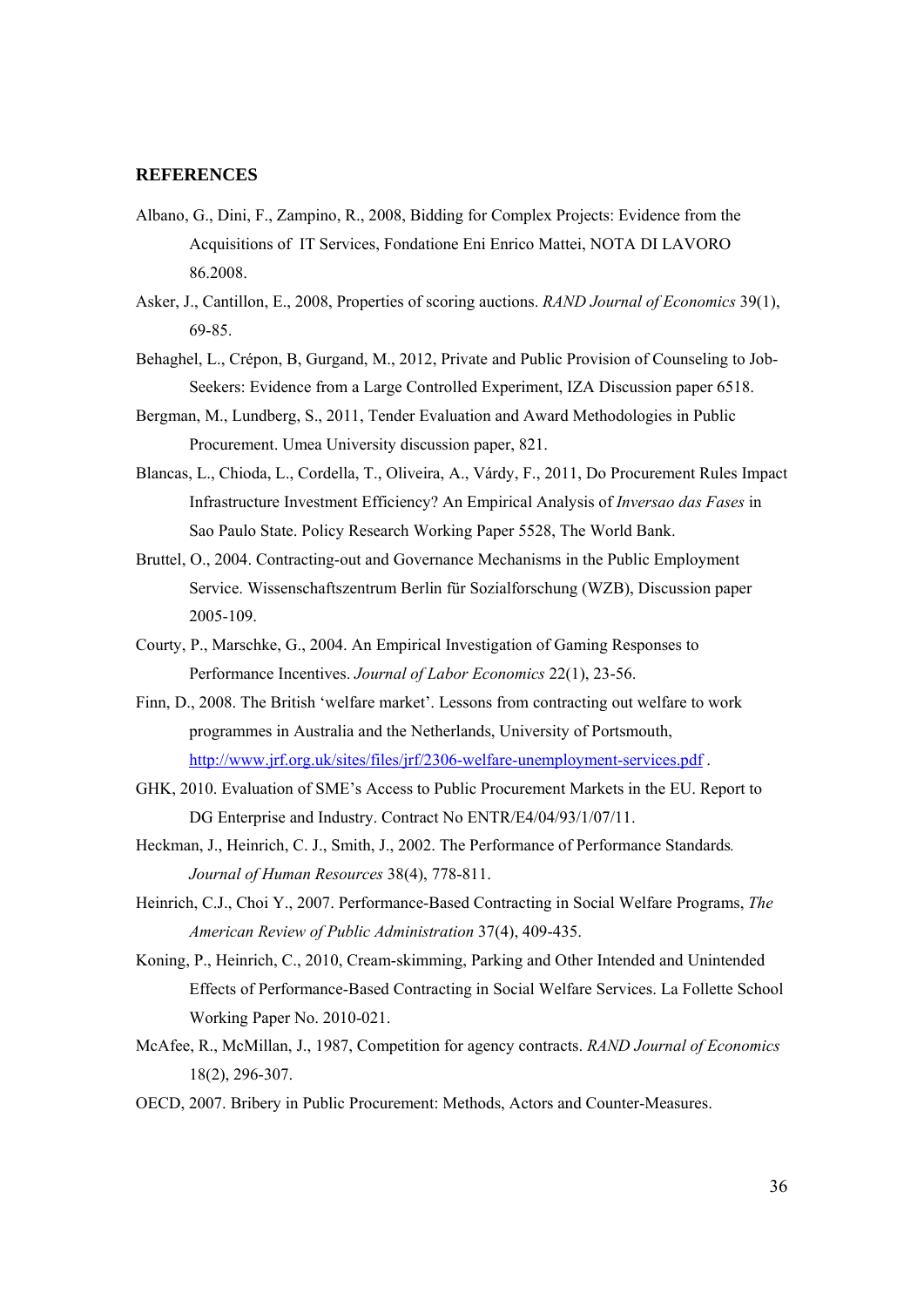**REFERENCES**

Albano, G., Dini, F., Zampino, R., 2008, Bidding for Complex Projects: Evidence from the Acquisitions of IT Services, Fondatione Eni Enrico Mattei, NOTA DI LAVORO 86.2008.

Asker, J., Cantillon, E., 2008, Properties of scoring auctions. *RAND Journal of Economics* 39(1), 69-85.

Behaghel, L., Crépon, B, Gurgand, M., 2012, Private and Public Provision of Counseling to Job-Seekers: Evidence from a Large Controlled Experiment, IZA Discussion paper 6518.

Bergman, M., Lundberg, S., 2011, Tender Evaluation and Award Methodologies in Public Procurement. Umea University discussion paper, 821.

Blancas, L., Chioda, L., Cordella, T., Oliveira, A., Várdy, F., 2011, Do Procurement Rules Impact Infrastructure Investment Efficiency? An Empirical Analysis of *Inversao das Fases* in Sao Paulo State. Policy Research Working Paper 5528, The World Bank.

Bruttel, O., 2004. Contracting-out and Governance Mechanisms in the Public Employment Service. Wissenschaftszentrum Berlin für Sozialforschung (WZB), Discussion paper 2005-109.

Courty, P., Marschke, G., 2004. An Empirical Investigation of Gaming Responses to Performance Incentives. *Journal of Labor Economics* 22(1), 23-56.

Finn, D., 2008. The British 'welfare market'. Lessons from contracting out welfare to work programmes in Australia and the Netherlands, University of Portsmouth, http://www.jrf.org.uk/sites/files/jrf/2306-welfare-unemployment-services.pdf .

GHK, 2010. Evaluation of SME's Access to Public Procurement Markets in the EU. Report to DG Enterprise and Industry. Contract No ENTR/E4/04/93/1/07/11.

Heckman, J., Heinrich, C. J., Smith, J., 2002. The Performance of Performance Standards*.* *Journal of Human Resources* 38(4), 778-811.

Heinrich, C.J., Choi Y., 2007. Performance-Based Contracting in Social Welfare Programs, *The American Review of Public Administration* 37(4), 409-435.

Koning, P., Heinrich, C., 2010, Cream-skimming, Parking and Other Intended and Unintended Effects of Performance-Based Contracting in Social Welfare Services. La Follette School Working Paper No. 2010-021.

McAfee, R., McMillan, J., 1987, Competition for agency contracts. *RAND Journal of Economics* 18(2), 296-307.

OECD, 2007. Bribery in Public Procurement: Methods, Actors and Counter-Measures.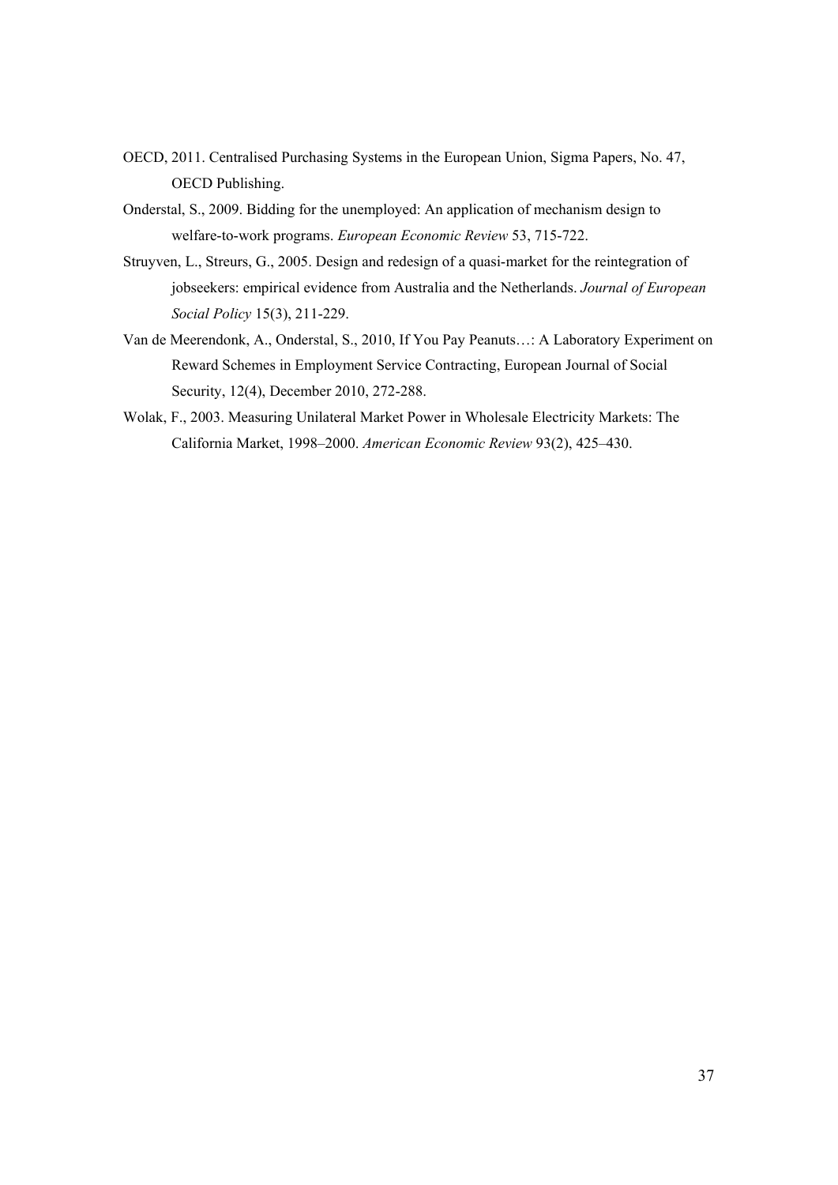OECD, 2011. Centralised Purchasing Systems in the European Union, Sigma Papers, No. 47, OECD Publishing.

Onderstal, S., 2009. Bidding for the unemployed: An application of mechanism design to welfare-to-work programs. *European Economic Review* 53, 715-722.

Struyven, L., Streurs, G., 2005. Design and redesign of a quasi-market for the reintegration of jobseekers: empirical evidence from Australia and the Netherlands. *Journal of European Social Policy* 15(3), 211-229.

Van de Meerendonk, A., Onderstal, S., 2010, If You Pay Peanuts…: A Laboratory Experiment on Reward Schemes in Employment Service Contracting, European Journal of Social Security, 12(4), December 2010, 272-288.

Wolak, F., 2003. Measuring Unilateral Market Power in Wholesale Electricity Markets: The California Market, 1998–2000. *American Economic Review* 93(2), 425–430.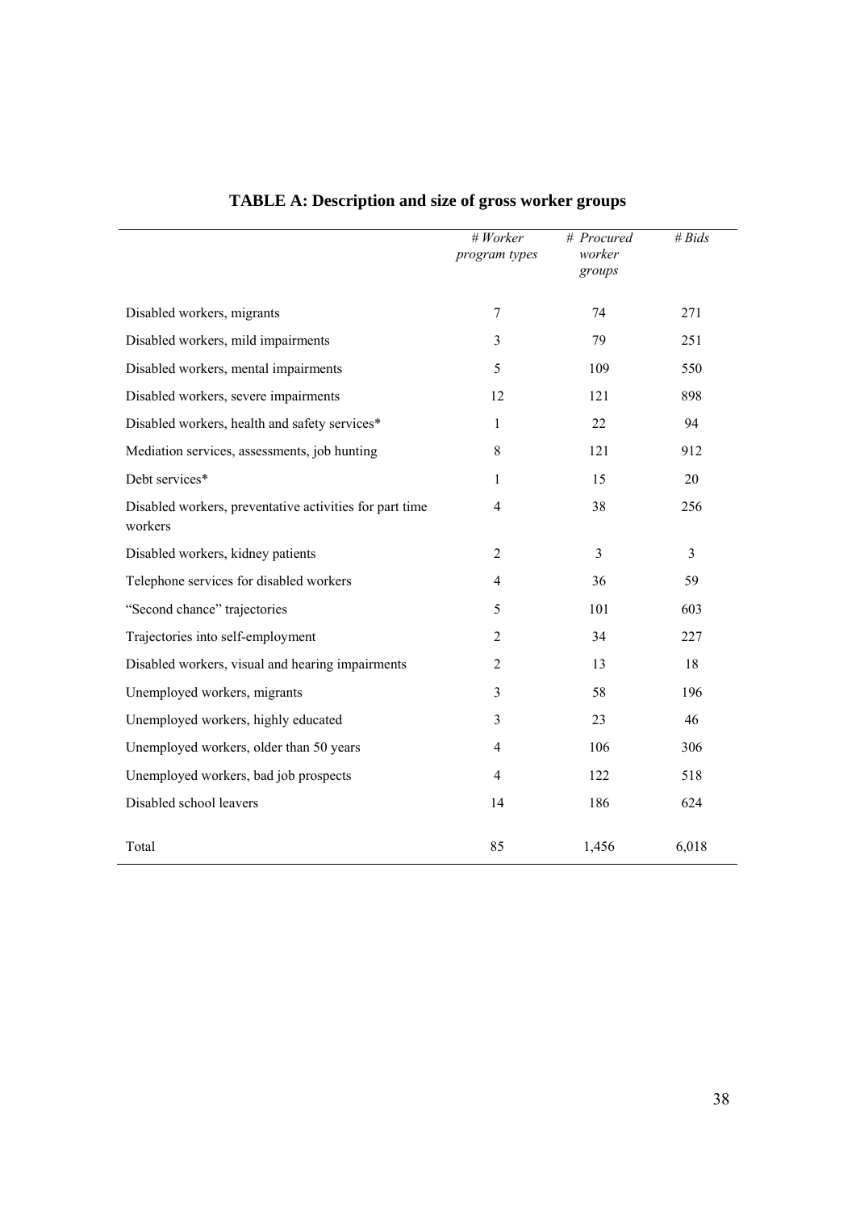**TABLE A: Description and size of gross worker groups**

| | *# Worker program types* | *# Procured worker groups* | *# Bids* |
|---|---|---|---|
| Disabled workers, migrants | 7 | 74 | 271 |
| Disabled workers, mild impairments | 3 | 79 | 251 |
| Disabled workers, mental impairments | 5 | 109 | 550 |
| Disabled workers, severe impairments | 12 | 121 | 898 |
| Disabled workers, health and safety services* | 1 | 22 | 94 |
| Mediation services, assessments, job hunting | 8 | 121 | 912 |
| Debt services* | 1 | 15 | 20 |
| Disabled workers, preventative activities for part time workers | 4 | 38 | 256 |
| Disabled workers, kidney patients | 2 | 3 | 3 |
| Telephone services for disabled workers | 4 | 36 | 59 |
| "Second chance" trajectories | 5 | 101 | 603 |
| Trajectories into self-employment | 2 | 34 | 227 |
| Disabled workers, visual and hearing impairments | 2 | 13 | 18 |
| Unemployed workers, migrants | 3 | 58 | 196 |
| Unemployed workers, highly educated | 3 | 23 | 46 |
| Unemployed workers, older than 50 years | 4 | 106 | 306 |
| Unemployed workers, bad job prospects | 4 | 122 | 518 |
| Disabled school leavers | 14 | 186 | 624 |
| Total | 85 | 1,456 | 6,018 |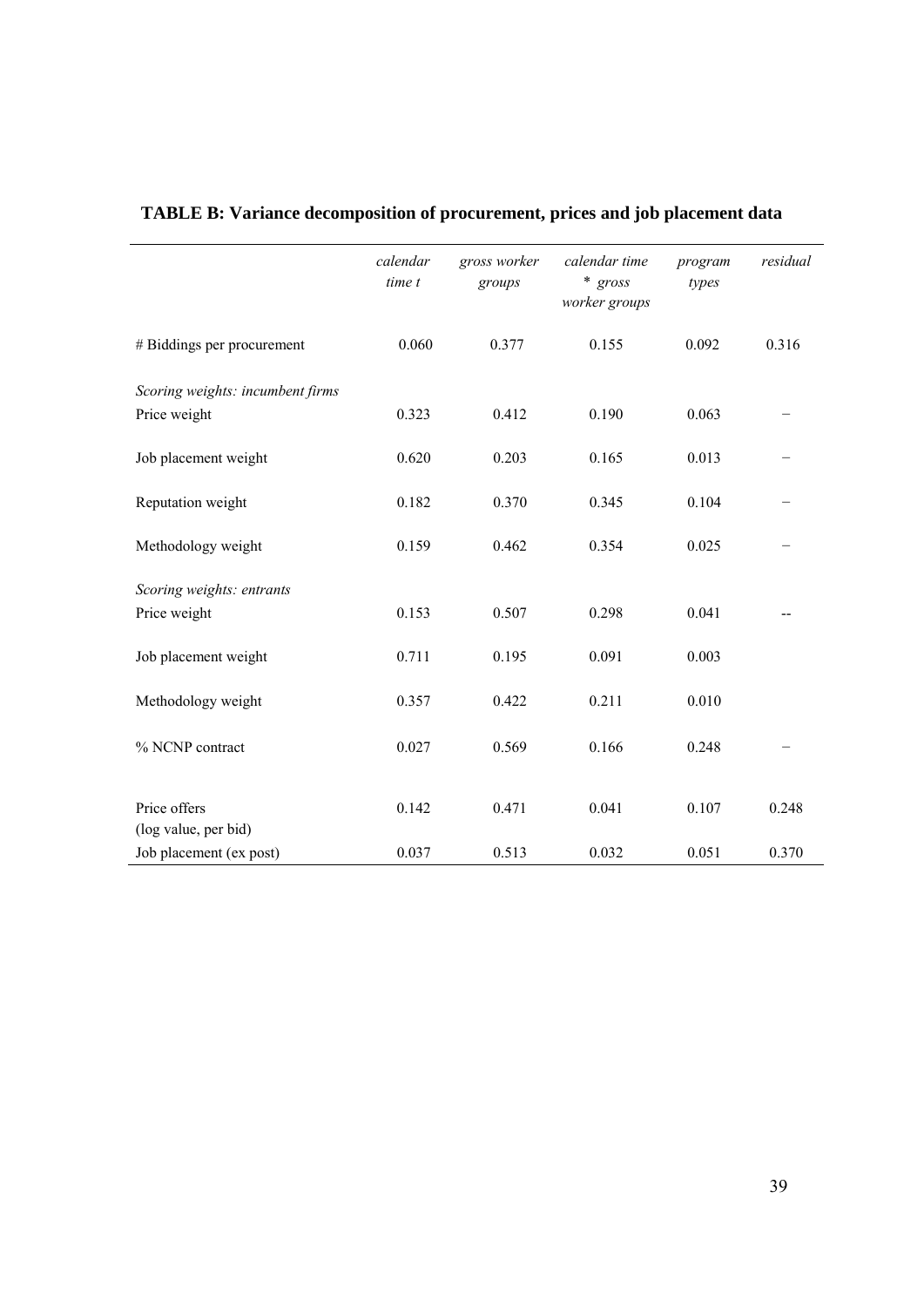**TABLE B: Variance decomposition of procurement, prices and job placement data**

| | *calendar time t* | *gross worker groups* | *calendar time * gross worker groups* | *program types* | *residual* |
|---|---|---|---|---|---|
| # Biddings per procurement | 0.060 | 0.377 | 0.155 | 0.092 | 0.316 |
| *Scoring weights: incumbent firms* | | | | | |
| Price weight | 0.323 | 0.412 | 0.190 | 0.063 | – |
| Job placement weight | 0.620 | 0.203 | 0.165 | 0.013 | – |
| Reputation weight | 0.182 | 0.370 | 0.345 | 0.104 | – |
| Methodology weight | 0.159 | 0.462 | 0.354 | 0.025 | – |
| *Scoring weights: entrants* | | | | | |
| Price weight | 0.153 | 0.507 | 0.298 | 0.041 | -- |
| Job placement weight | 0.711 | 0.195 | 0.091 | 0.003 | |
| Methodology weight | 0.357 | 0.422 | 0.211 | 0.010 | |
| % NCNP contract | 0.027 | 0.569 | 0.166 | 0.248 | – |
| Price offers (log value, per bid) | 0.142 | 0.471 | 0.041 | 0.107 | 0.248 |
| Job placement (ex post) | 0.037 | 0.513 | 0.032 | 0.051 | 0.370 |